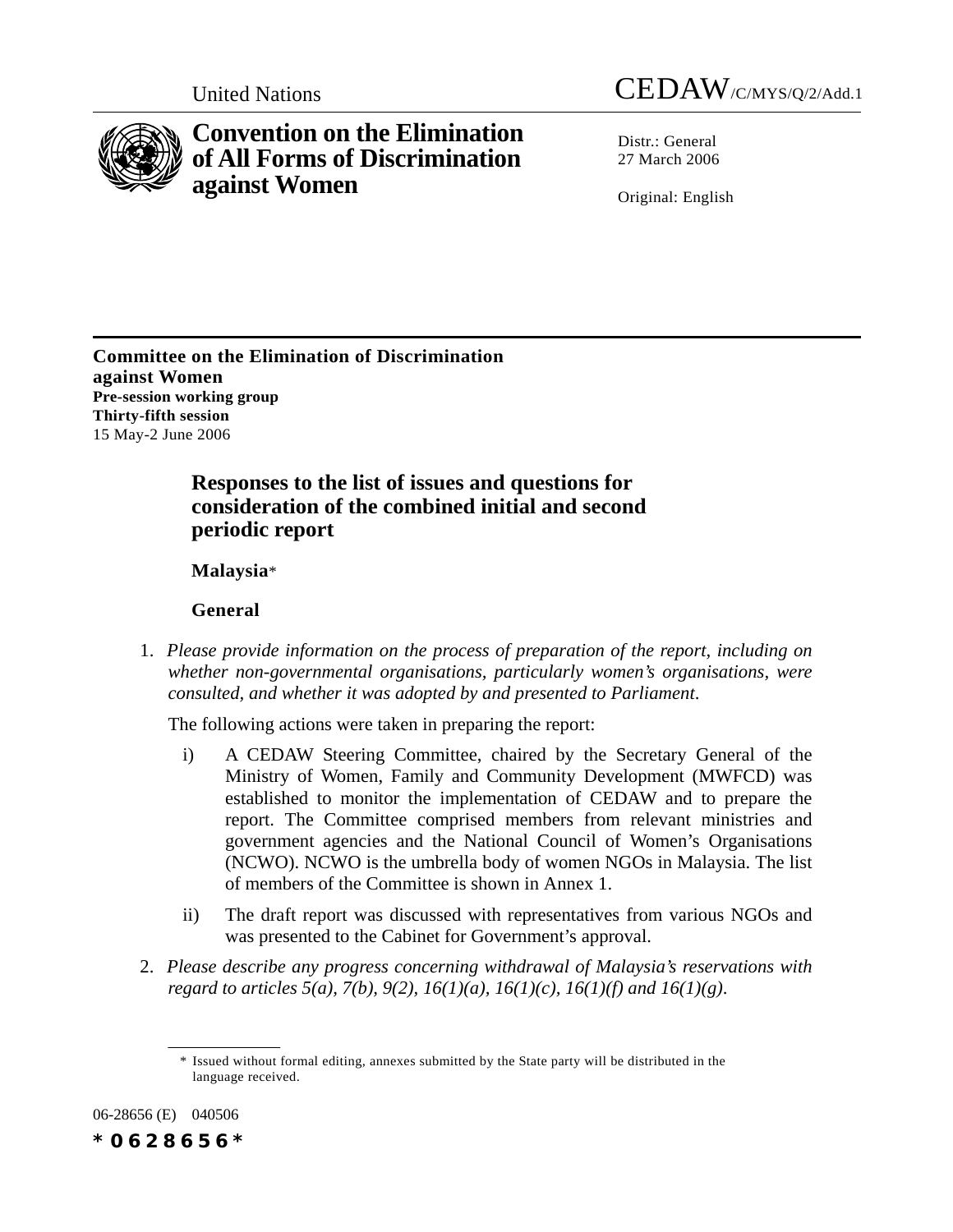United Nations CEDAW/C/MYS/Q/2/Add.1

# Convention on the Elimination of All Forms of Discrimination against Women

Distr.: General
27 March 2006

Original: English

**Committee on the Elimination of Discrimination against Women**
**Pre-session working group**
**Thirty-fifth session**
15 May-2 June 2006

## Responses to the list of issues and questions for consideration of the combined initial and second periodic report

**Malaysia***

**General**

1. *Please provide information on the process of preparation of the report, including on whether non-governmental organisations, particularly women's organisations, were consulted, and whether it was adopted by and presented to Parliament.*

   The following actions were taken in preparing the report:

   i) A CEDAW Steering Committee, chaired by the Secretary General of the Ministry of Women, Family and Community Development (MWFCD) was established to monitor the implementation of CEDAW and to prepare the report. The Committee comprised members from relevant ministries and government agencies and the National Council of Women's Organisations (NCWO). NCWO is the umbrella body of women NGOs in Malaysia. The list of members of the Committee is shown in Annex 1.

   ii) The draft report was discussed with representatives from various NGOs and was presented to the Cabinet for Government's approval.

2. *Please describe any progress concerning withdrawal of Malaysia's reservations with regard to articles 5(a), 7(b), 9(2), 16(1)(a), 16(1)(c), 16(1)(f) and 16(1)(g).*

\* Issued without formal editing, annexes submitted by the State party will be distributed in the language received.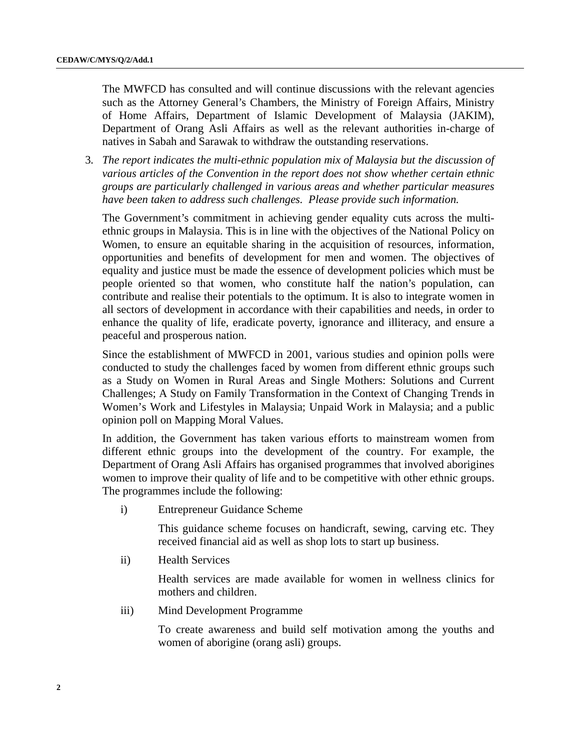The MWFCD has consulted and will continue discussions with the relevant agencies such as the Attorney General's Chambers, the Ministry of Foreign Affairs, Ministry of Home Affairs, Department of Islamic Development of Malaysia (JAKIM), Department of Orang Asli Affairs as well as the relevant authorities in-charge of natives in Sabah and Sarawak to withdraw the outstanding reservations.

3. *The report indicates the multi-ethnic population mix of Malaysia but the discussion of various articles of the Convention in the report does not show whether certain ethnic groups are particularly challenged in various areas and whether particular measures have been taken to address such challenges. Please provide such information.*

The Government's commitment in achieving gender equality cuts across the multi-ethnic groups in Malaysia. This is in line with the objectives of the National Policy on Women, to ensure an equitable sharing in the acquisition of resources, information, opportunities and benefits of development for men and women. The objectives of equality and justice must be made the essence of development policies which must be people oriented so that women, who constitute half the nation's population, can contribute and realise their potentials to the optimum. It is also to integrate women in all sectors of development in accordance with their capabilities and needs, in order to enhance the quality of life, eradicate poverty, ignorance and illiteracy, and ensure a peaceful and prosperous nation.

Since the establishment of MWFCD in 2001, various studies and opinion polls were conducted to study the challenges faced by women from different ethnic groups such as a Study on Women in Rural Areas and Single Mothers: Solutions and Current Challenges; A Study on Family Transformation in the Context of Changing Trends in Women's Work and Lifestyles in Malaysia; Unpaid Work in Malaysia; and a public opinion poll on Mapping Moral Values.

In addition, the Government has taken various efforts to mainstream women from different ethnic groups into the development of the country. For example, the Department of Orang Asli Affairs has organised programmes that involved aborigines women to improve their quality of life and to be competitive with other ethnic groups. The programmes include the following:

i) Entrepreneur Guidance Scheme

   This guidance scheme focuses on handicraft, sewing, carving etc. They received financial aid as well as shop lots to start up business.

ii) Health Services

   Health services are made available for women in wellness clinics for mothers and children.

iii) Mind Development Programme

   To create awareness and build self motivation among the youths and women of aborigine (orang asli) groups.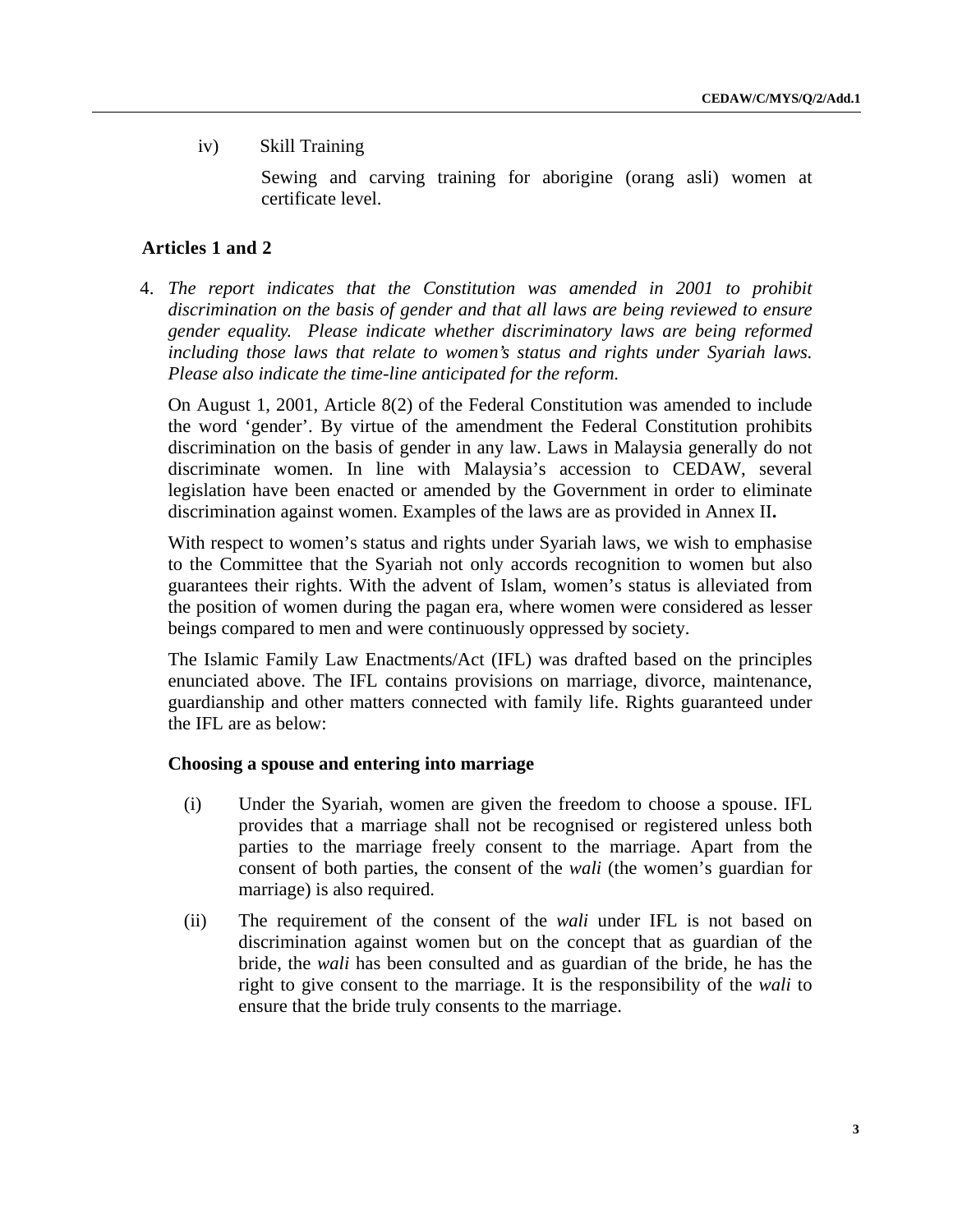iv) Skill Training

Sewing and carving training for aborigine (orang asli) women at certificate level.

## Articles 1 and 2

4. *The report indicates that the Constitution was amended in 2001 to prohibit discrimination on the basis of gender and that all laws are being reviewed to ensure gender equality. Please indicate whether discriminatory laws are being reformed including those laws that relate to women's status and rights under Syariah laws. Please also indicate the time-line anticipated for the reform.*

On August 1, 2001, Article 8(2) of the Federal Constitution was amended to include the word 'gender'. By virtue of the amendment the Federal Constitution prohibits discrimination on the basis of gender in any law. Laws in Malaysia generally do not discriminate women. In line with Malaysia's accession to CEDAW, several legislation have been enacted or amended by the Government in order to eliminate discrimination against women. Examples of the laws are as provided in Annex II**.**

With respect to women's status and rights under Syariah laws, we wish to emphasise to the Committee that the Syariah not only accords recognition to women but also guarantees their rights. With the advent of Islam, women's status is alleviated from the position of women during the pagan era, where women were considered as lesser beings compared to men and were continuously oppressed by society.

The Islamic Family Law Enactments/Act (IFL) was drafted based on the principles enunciated above. The IFL contains provisions on marriage, divorce, maintenance, guardianship and other matters connected with family life. Rights guaranteed under the IFL are as below:

**Choosing a spouse and entering into marriage**

(i) Under the Syariah, women are given the freedom to choose a spouse. IFL provides that a marriage shall not be recognised or registered unless both parties to the marriage freely consent to the marriage. Apart from the consent of both parties, the consent of the *wali* (the women's guardian for marriage) is also required.

(ii) The requirement of the consent of the *wali* under IFL is not based on discrimination against women but on the concept that as guardian of the bride, the *wali* has been consulted and as guardian of the bride, he has the right to give consent to the marriage. It is the responsibility of the *wali* to ensure that the bride truly consents to the marriage.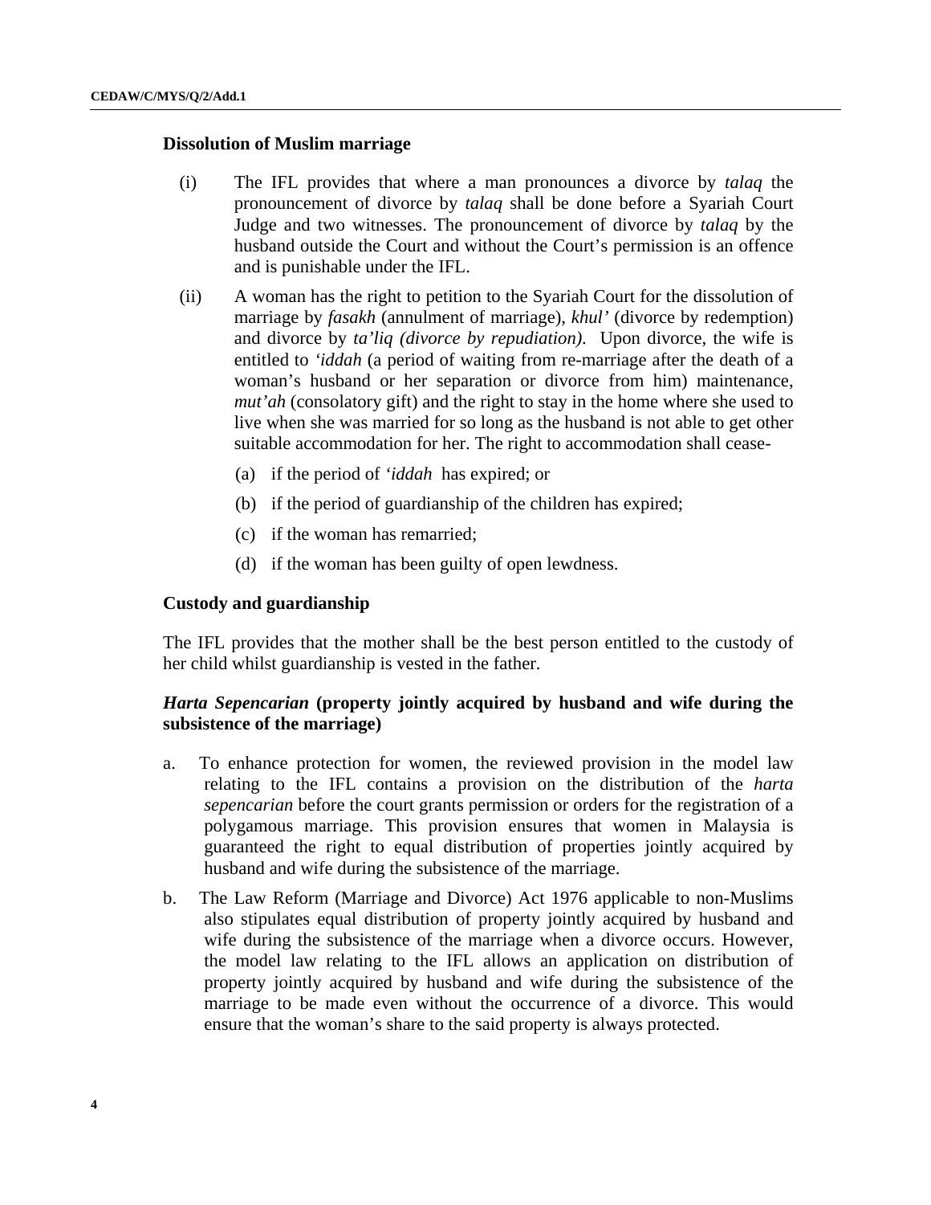**Dissolution of Muslim marriage**

(i) The IFL provides that where a man pronounces a divorce by *talaq* the pronouncement of divorce by *talaq* shall be done before a Syariah Court Judge and two witnesses. The pronouncement of divorce by *talaq* by the husband outside the Court and without the Court's permission is an offence and is punishable under the IFL.

(ii) A woman has the right to petition to the Syariah Court for the dissolution of marriage by *fasakh* (annulment of marriage), *khul'* (divorce by redemption) and divorce by *ta'liq (divorce by repudiation).* Upon divorce, the wife is entitled to *'iddah* (a period of waiting from re-marriage after the death of a woman's husband or her separation or divorce from him) maintenance, *mut'ah* (consolatory gift) and the right to stay in the home where she used to live when she was married for so long as the husband is not able to get other suitable accommodation for her. The right to accommodation shall cease-

   (a) if the period of '*iddah* has expired; or

   (b) if the period of guardianship of the children has expired;

   (c) if the woman has remarried;

   (d) if the woman has been guilty of open lewdness.

**Custody and guardianship**

The IFL provides that the mother shall be the best person entitled to the custody of her child whilst guardianship is vested in the father.

***Harta Sepencarian* (property jointly acquired by husband and wife during the subsistence of the marriage)**

a. To enhance protection for women, the reviewed provision in the model law relating to the IFL contains a provision on the distribution of the *harta sepencarian* before the court grants permission or orders for the registration of a polygamous marriage. This provision ensures that women in Malaysia is guaranteed the right to equal distribution of properties jointly acquired by husband and wife during the subsistence of the marriage.

b. The Law Reform (Marriage and Divorce) Act 1976 applicable to non-Muslims also stipulates equal distribution of property jointly acquired by husband and wife during the subsistence of the marriage when a divorce occurs. However, the model law relating to the IFL allows an application on distribution of property jointly acquired by husband and wife during the subsistence of the marriage to be made even without the occurrence of a divorce. This would ensure that the woman's share to the said property is always protected.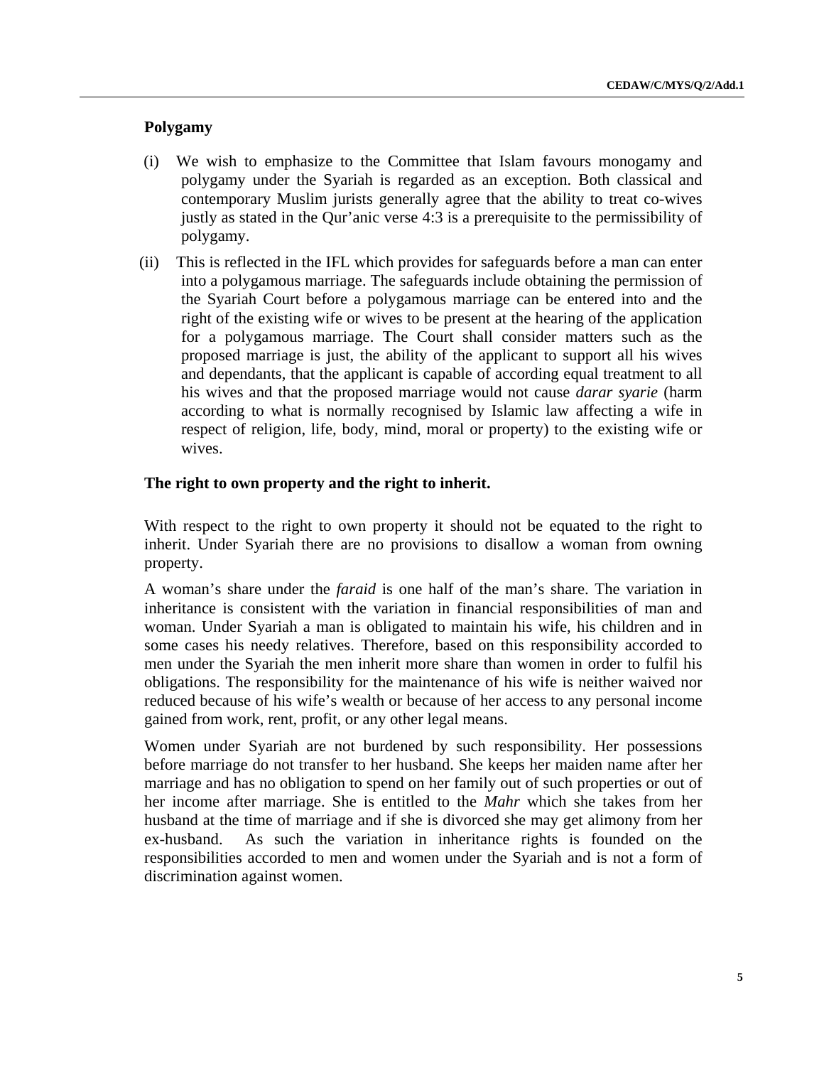**Polygamy**

(i) We wish to emphasize to the Committee that Islam favours monogamy and polygamy under the Syariah is regarded as an exception. Both classical and contemporary Muslim jurists generally agree that the ability to treat co-wives justly as stated in the Qur'anic verse 4:3 is a prerequisite to the permissibility of polygamy.

(ii) This is reflected in the IFL which provides for safeguards before a man can enter into a polygamous marriage. The safeguards include obtaining the permission of the Syariah Court before a polygamous marriage can be entered into and the right of the existing wife or wives to be present at the hearing of the application for a polygamous marriage. The Court shall consider matters such as the proposed marriage is just, the ability of the applicant to support all his wives and dependants, that the applicant is capable of according equal treatment to all his wives and that the proposed marriage would not cause *darar syarie* (harm according to what is normally recognised by Islamic law affecting a wife in respect of religion, life, body, mind, moral or property) to the existing wife or wives.

**The right to own property and the right to inherit.**

With respect to the right to own property it should not be equated to the right to inherit. Under Syariah there are no provisions to disallow a woman from owning property.

A woman's share under the *faraid* is one half of the man's share. The variation in inheritance is consistent with the variation in financial responsibilities of man and woman. Under Syariah a man is obligated to maintain his wife, his children and in some cases his needy relatives. Therefore, based on this responsibility accorded to men under the Syariah the men inherit more share than women in order to fulfil his obligations. The responsibility for the maintenance of his wife is neither waived nor reduced because of his wife's wealth or because of her access to any personal income gained from work, rent, profit, or any other legal means.

Women under Syariah are not burdened by such responsibility. Her possessions before marriage do not transfer to her husband. She keeps her maiden name after her marriage and has no obligation to spend on her family out of such properties or out of her income after marriage. She is entitled to the *Mahr* which she takes from her husband at the time of marriage and if she is divorced she may get alimony from her ex-husband. As such the variation in inheritance rights is founded on the responsibilities accorded to men and women under the Syariah and is not a form of discrimination against women.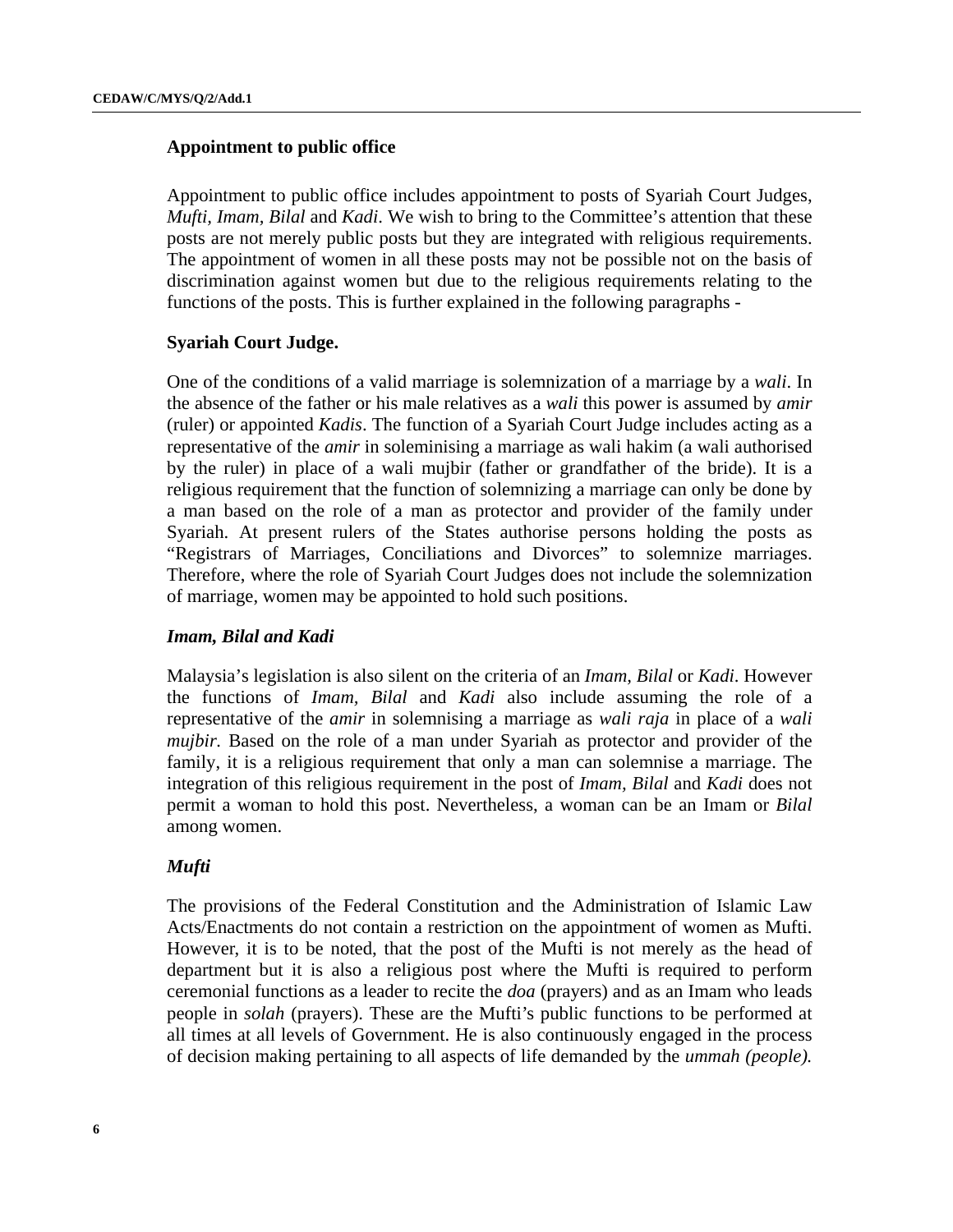**Appointment to public office**

Appointment to public office includes appointment to posts of Syariah Court Judges, *Mufti, Imam, Bilal* and *Kadi*. We wish to bring to the Committee's attention that these posts are not merely public posts but they are integrated with religious requirements. The appointment of women in all these posts may not be possible not on the basis of discrimination against women but due to the religious requirements relating to the functions of the posts. This is further explained in the following paragraphs -

**Syariah Court Judge.**

One of the conditions of a valid marriage is solemnization of a marriage by a *wali*. In the absence of the father or his male relatives as a *wali* this power is assumed by *amir* (ruler) or appointed *Kadis*. The function of a Syariah Court Judge includes acting as a representative of the *amir* in soleminising a marriage as wali hakim (a wali authorised by the ruler) in place of a wali mujbir (father or grandfather of the bride). It is a religious requirement that the function of solemnizing a marriage can only be done by a man based on the role of a man as protector and provider of the family under Syariah. At present rulers of the States authorise persons holding the posts as "Registrars of Marriages, Conciliations and Divorces" to solemnize marriages. Therefore, where the role of Syariah Court Judges does not include the solemnization of marriage, women may be appointed to hold such positions.

***Imam, Bilal and Kadi***

Malaysia's legislation is also silent on the criteria of an *Imam, Bilal* or *Kadi*. However the functions of *Imam*, *Bilal* and *Kadi* also include assuming the role of a representative of the *amir* in solemnising a marriage as *wali raja* in place of a *wali mujbir.* Based on the role of a man under Syariah as protector and provider of the family, it is a religious requirement that only a man can solemnise a marriage. The integration of this religious requirement in the post of *Imam, Bilal* and *Kadi* does not permit a woman to hold this post. Nevertheless, a woman can be an Imam or *Bilal* among women.

***Mufti***

The provisions of the Federal Constitution and the Administration of Islamic Law Acts/Enactments do not contain a restriction on the appointment of women as Mufti. However, it is to be noted, that the post of the Mufti is not merely as the head of department but it is also a religious post where the Mufti is required to perform ceremonial functions as a leader to recite the *doa* (prayers) and as an Imam who leads people in *solah* (prayers). These are the Mufti's public functions to be performed at all times at all levels of Government. He is also continuously engaged in the process of decision making pertaining to all aspects of life demanded by the *ummah (people).*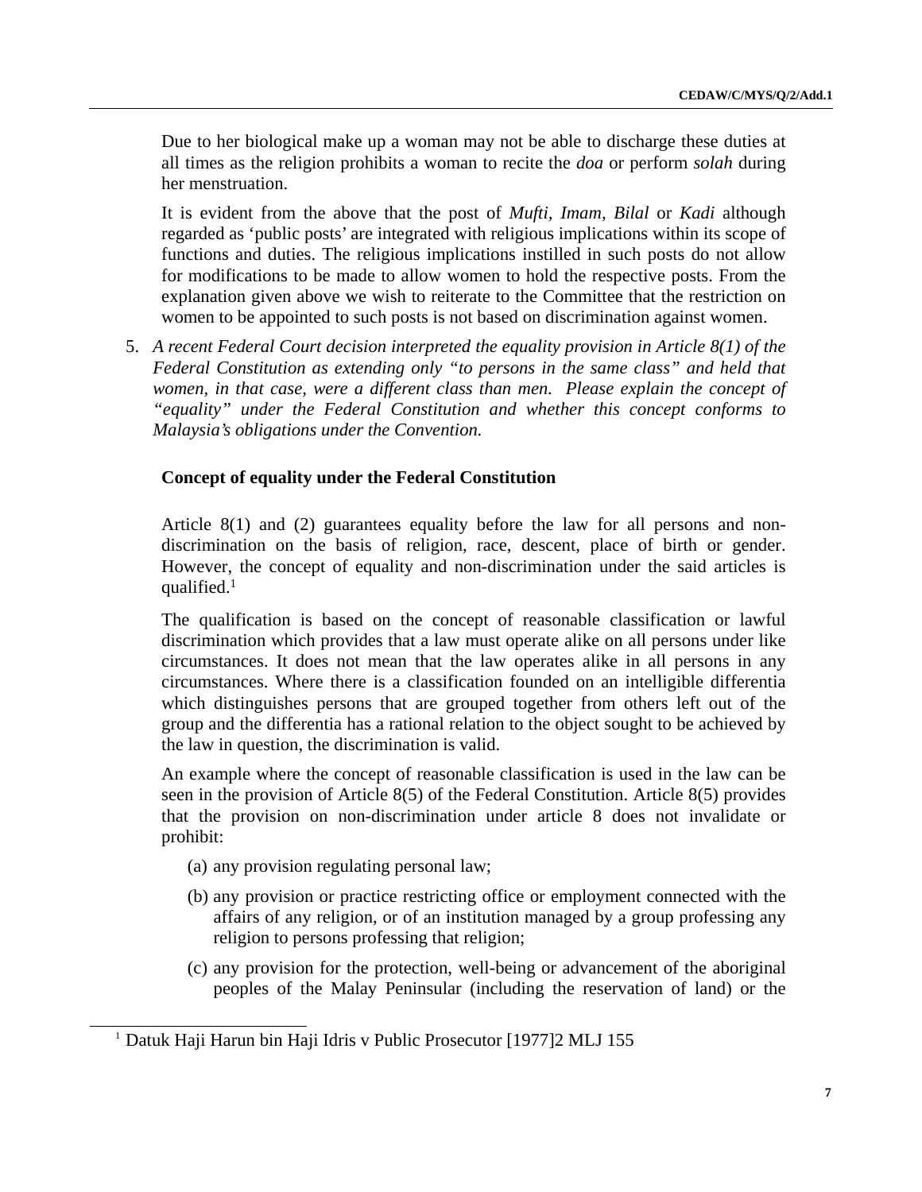Due to her biological make up a woman may not be able to discharge these duties at all times as the religion prohibits a woman to recite the *doa* or perform *solah* during her menstruation.

It is evident from the above that the post of *Mufti, Imam, Bilal* or *Kadi* although regarded as 'public posts' are integrated with religious implications within its scope of functions and duties. The religious implications instilled in such posts do not allow for modifications to be made to allow women to hold the respective posts. From the explanation given above we wish to reiterate to the Committee that the restriction on women to be appointed to such posts is not based on discrimination against women.

5. *A recent Federal Court decision interpreted the equality provision in Article 8(1) of the Federal Constitution as extending only "to persons in the same class" and held that women, in that case, were a different class than men. Please explain the concept of "equality" under the Federal Constitution and whether this concept conforms to Malaysia's obligations under the Convention.*

**Concept of equality under the Federal Constitution**

Article 8(1) and (2) guarantees equality before the law for all persons and non-discrimination on the basis of religion, race, descent, place of birth or gender. However, the concept of equality and non-discrimination under the said articles is qualified.[1]

The qualification is based on the concept of reasonable classification or lawful discrimination which provides that a law must operate alike on all persons under like circumstances. It does not mean that the law operates alike in all persons in any circumstances. Where there is a classification founded on an intelligible differentia which distinguishes persons that are grouped together from others left out of the group and the differentia has a rational relation to the object sought to be achieved by the law in question, the discrimination is valid.

An example where the concept of reasonable classification is used in the law can be seen in the provision of Article 8(5) of the Federal Constitution. Article 8(5) provides that the provision on non-discrimination under article 8 does not invalidate or prohibit:

(a) any provision regulating personal law;

(b) any provision or practice restricting office or employment connected with the affairs of any religion, or of an institution managed by a group professing any religion to persons professing that religion;

(c) any provision for the protection, well-being or advancement of the aboriginal peoples of the Malay Peninsular (including the reservation of land) or the

[1] Datuk Haji Harun bin Haji Idris v Public Prosecutor [1977]2 MLJ 155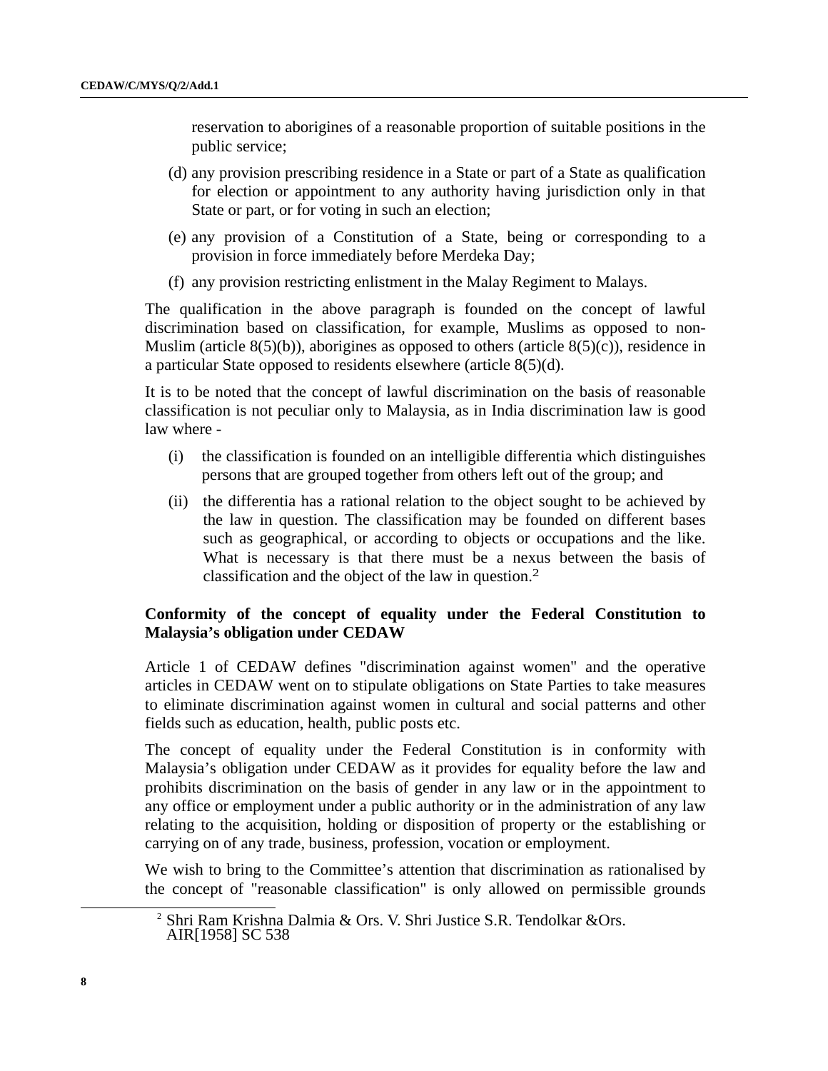reservation to aborigines of a reasonable proportion of suitable positions in the public service;

(d) any provision prescribing residence in a State or part of a State as qualification for election or appointment to any authority having jurisdiction only in that State or part, or for voting in such an election;

(e) any provision of a Constitution of a State, being or corresponding to a provision in force immediately before Merdeka Day;

(f) any provision restricting enlistment in the Malay Regiment to Malays.

The qualification in the above paragraph is founded on the concept of lawful discrimination based on classification, for example, Muslims as opposed to non-Muslim (article 8(5)(b)), aborigines as opposed to others (article 8(5)(c)), residence in a particular State opposed to residents elsewhere (article 8(5)(d).

It is to be noted that the concept of lawful discrimination on the basis of reasonable classification is not peculiar only to Malaysia, as in India discrimination law is good law where -

(i) the classification is founded on an intelligible differentia which distinguishes persons that are grouped together from others left out of the group; and

(ii) the differentia has a rational relation to the object sought to be achieved by the law in question. The classification may be founded on different bases such as geographical, or according to objects or occupations and the like. What is necessary is that there must be a nexus between the basis of classification and the object of the law in question.[2]

**Conformity of the concept of equality under the Federal Constitution to Malaysia's obligation under CEDAW**

Article 1 of CEDAW defines "discrimination against women" and the operative articles in CEDAW went on to stipulate obligations on State Parties to take measures to eliminate discrimination against women in cultural and social patterns and other fields such as education, health, public posts etc.

The concept of equality under the Federal Constitution is in conformity with Malaysia's obligation under CEDAW as it provides for equality before the law and prohibits discrimination on the basis of gender in any law or in the appointment to any office or employment under a public authority or in the administration of any law relating to the acquisition, holding or disposition of property or the establishing or carrying on of any trade, business, profession, vocation or employment.

We wish to bring to the Committee's attention that discrimination as rationalised by the concept of "reasonable classification" is only allowed on permissible grounds

[2] Shri Ram Krishna Dalmia & Ors. V. Shri Justice S.R. Tendolkar &Ors. AIR[1958] SC 538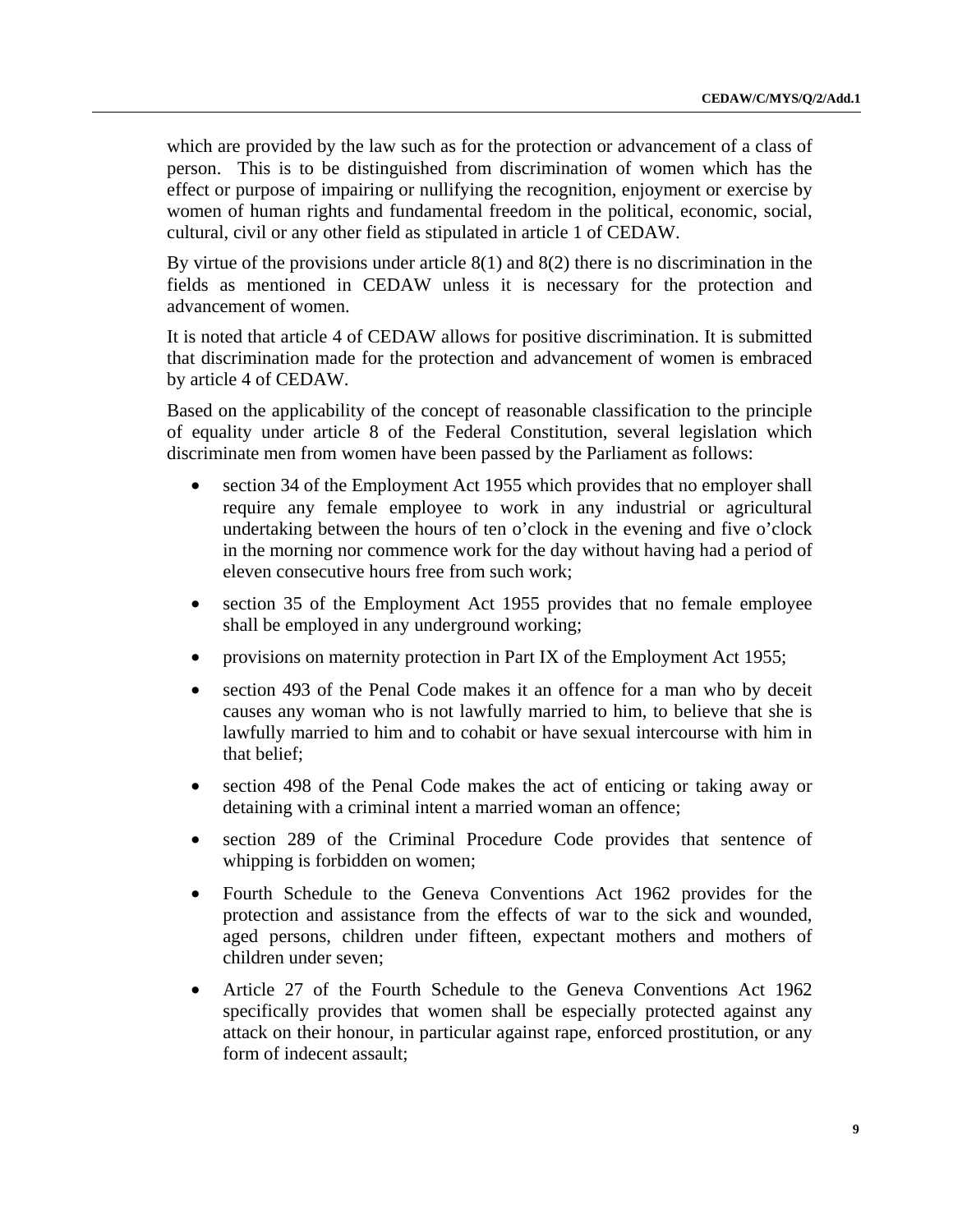which are provided by the law such as for the protection or advancement of a class of person. This is to be distinguished from discrimination of women which has the effect or purpose of impairing or nullifying the recognition, enjoyment or exercise by women of human rights and fundamental freedom in the political, economic, social, cultural, civil or any other field as stipulated in article 1 of CEDAW.

By virtue of the provisions under article 8(1) and 8(2) there is no discrimination in the fields as mentioned in CEDAW unless it is necessary for the protection and advancement of women.

It is noted that article 4 of CEDAW allows for positive discrimination. It is submitted that discrimination made for the protection and advancement of women is embraced by article 4 of CEDAW.

Based on the applicability of the concept of reasonable classification to the principle of equality under article 8 of the Federal Constitution, several legislation which discriminate men from women have been passed by the Parliament as follows:

- section 34 of the Employment Act 1955 which provides that no employer shall require any female employee to work in any industrial or agricultural undertaking between the hours of ten o'clock in the evening and five o'clock in the morning nor commence work for the day without having had a period of eleven consecutive hours free from such work;
- section 35 of the Employment Act 1955 provides that no female employee shall be employed in any underground working;
- provisions on maternity protection in Part IX of the Employment Act 1955;
- section 493 of the Penal Code makes it an offence for a man who by deceit causes any woman who is not lawfully married to him, to believe that she is lawfully married to him and to cohabit or have sexual intercourse with him in that belief;
- section 498 of the Penal Code makes the act of enticing or taking away or detaining with a criminal intent a married woman an offence;
- section 289 of the Criminal Procedure Code provides that sentence of whipping is forbidden on women;
- Fourth Schedule to the Geneva Conventions Act 1962 provides for the protection and assistance from the effects of war to the sick and wounded, aged persons, children under fifteen, expectant mothers and mothers of children under seven;
- Article 27 of the Fourth Schedule to the Geneva Conventions Act 1962 specifically provides that women shall be especially protected against any attack on their honour, in particular against rape, enforced prostitution, or any form of indecent assault;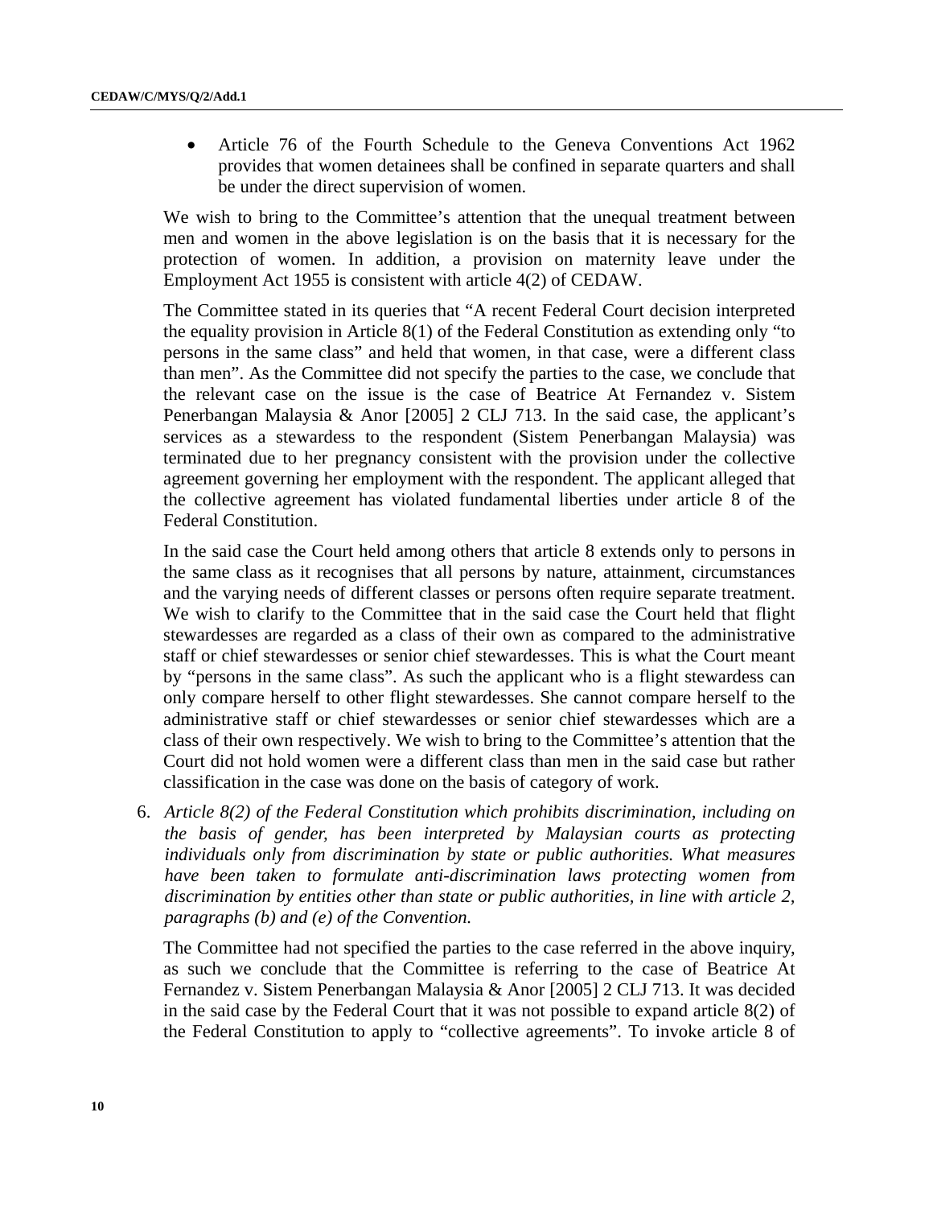- Article 76 of the Fourth Schedule to the Geneva Conventions Act 1962 provides that women detainees shall be confined in separate quarters and shall be under the direct supervision of women.

We wish to bring to the Committee's attention that the unequal treatment between men and women in the above legislation is on the basis that it is necessary for the protection of women. In addition, a provision on maternity leave under the Employment Act 1955 is consistent with article 4(2) of CEDAW.

The Committee stated in its queries that "A recent Federal Court decision interpreted the equality provision in Article 8(1) of the Federal Constitution as extending only "to persons in the same class" and held that women, in that case, were a different class than men". As the Committee did not specify the parties to the case, we conclude that the relevant case on the issue is the case of Beatrice At Fernandez v. Sistem Penerbangan Malaysia & Anor [2005] 2 CLJ 713. In the said case, the applicant's services as a stewardess to the respondent (Sistem Penerbangan Malaysia) was terminated due to her pregnancy consistent with the provision under the collective agreement governing her employment with the respondent. The applicant alleged that the collective agreement has violated fundamental liberties under article 8 of the Federal Constitution.

In the said case the Court held among others that article 8 extends only to persons in the same class as it recognises that all persons by nature, attainment, circumstances and the varying needs of different classes or persons often require separate treatment. We wish to clarify to the Committee that in the said case the Court held that flight stewardesses are regarded as a class of their own as compared to the administrative staff or chief stewardesses or senior chief stewardesses. This is what the Court meant by "persons in the same class". As such the applicant who is a flight stewardess can only compare herself to other flight stewardesses. She cannot compare herself to the administrative staff or chief stewardesses or senior chief stewardesses which are a class of their own respectively. We wish to bring to the Committee's attention that the Court did not hold women were a different class than men in the said case but rather classification in the case was done on the basis of category of work.

6. *Article 8(2) of the Federal Constitution which prohibits discrimination, including on the basis of gender, has been interpreted by Malaysian courts as protecting individuals only from discrimination by state or public authorities. What measures have been taken to formulate anti-discrimination laws protecting women from discrimination by entities other than state or public authorities, in line with article 2, paragraphs (b) and (e) of the Convention.*

   The Committee had not specified the parties to the case referred in the above inquiry, as such we conclude that the Committee is referring to the case of Beatrice At Fernandez v. Sistem Penerbangan Malaysia & Anor [2005] 2 CLJ 713. It was decided in the said case by the Federal Court that it was not possible to expand article 8(2) of the Federal Constitution to apply to "collective agreements". To invoke article 8 of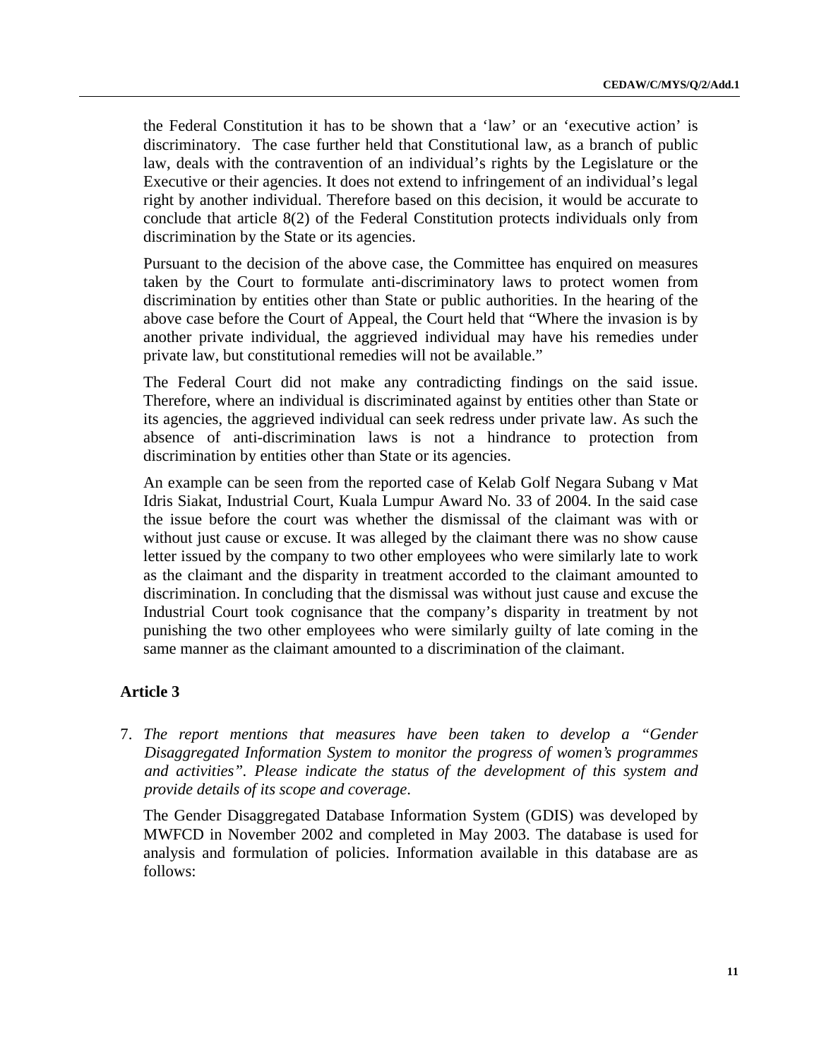the Federal Constitution it has to be shown that a 'law' or an 'executive action' is discriminatory. The case further held that Constitutional law, as a branch of public law, deals with the contravention of an individual's rights by the Legislature or the Executive or their agencies. It does not extend to infringement of an individual's legal right by another individual. Therefore based on this decision, it would be accurate to conclude that article 8(2) of the Federal Constitution protects individuals only from discrimination by the State or its agencies.

Pursuant to the decision of the above case, the Committee has enquired on measures taken by the Court to formulate anti-discriminatory laws to protect women from discrimination by entities other than State or public authorities. In the hearing of the above case before the Court of Appeal, the Court held that "Where the invasion is by another private individual, the aggrieved individual may have his remedies under private law, but constitutional remedies will not be available."

The Federal Court did not make any contradicting findings on the said issue. Therefore, where an individual is discriminated against by entities other than State or its agencies, the aggrieved individual can seek redress under private law. As such the absence of anti-discrimination laws is not a hindrance to protection from discrimination by entities other than State or its agencies.

An example can be seen from the reported case of Kelab Golf Negara Subang v Mat Idris Siakat, Industrial Court, Kuala Lumpur Award No. 33 of 2004. In the said case the issue before the court was whether the dismissal of the claimant was with or without just cause or excuse. It was alleged by the claimant there was no show cause letter issued by the company to two other employees who were similarly late to work as the claimant and the disparity in treatment accorded to the claimant amounted to discrimination. In concluding that the dismissal was without just cause and excuse the Industrial Court took cognisance that the company's disparity in treatment by not punishing the two other employees who were similarly guilty of late coming in the same manner as the claimant amounted to a discrimination of the claimant.

## Article 3

7. *The report mentions that measures have been taken to develop a "Gender Disaggregated Information System to monitor the progress of women's programmes and activities". Please indicate the status of the development of this system and provide details of its scope and coverage.*

The Gender Disaggregated Database Information System (GDIS) was developed by MWFCD in November 2002 and completed in May 2003. The database is used for analysis and formulation of policies. Information available in this database are as follows: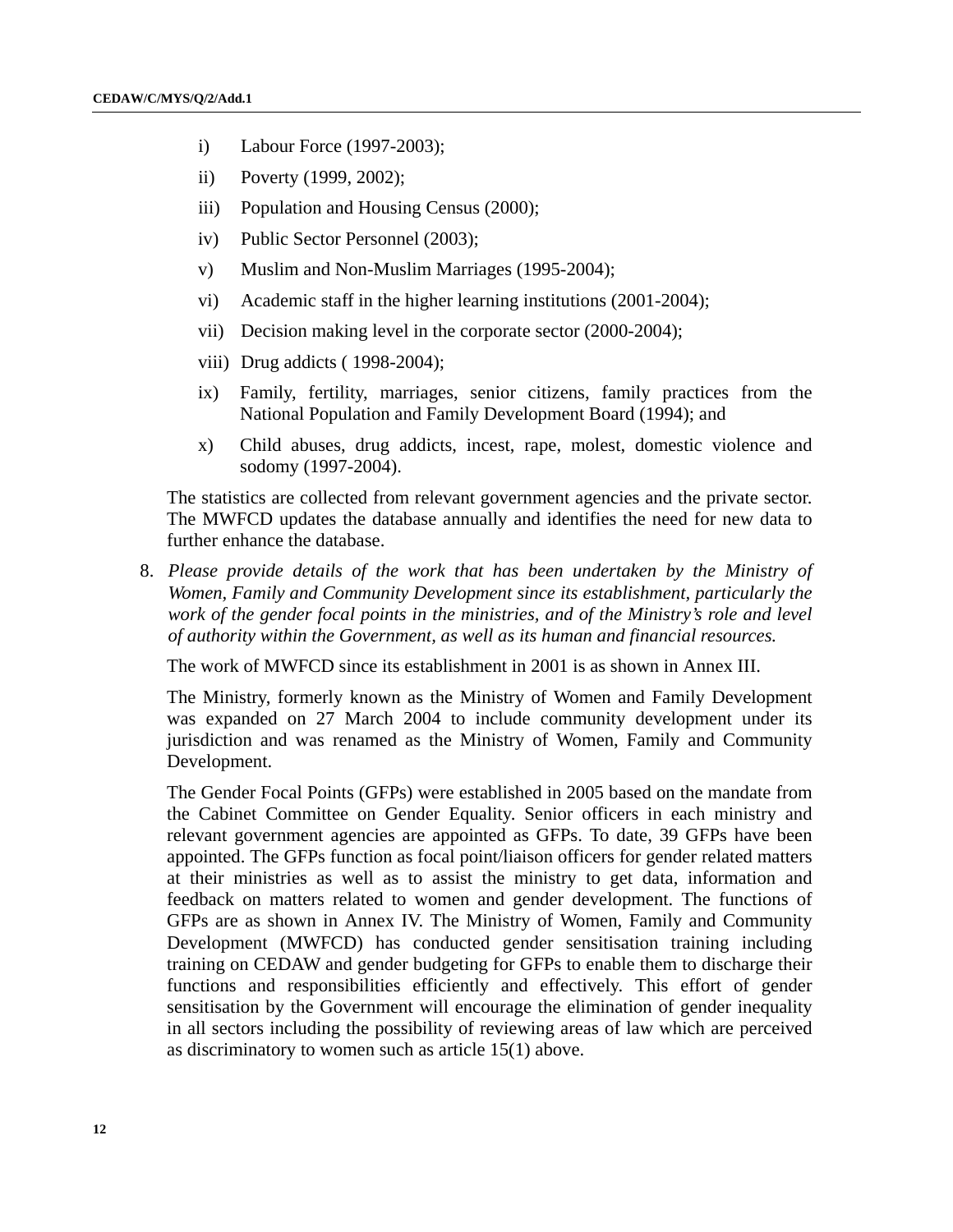i) Labour Force (1997-2003);

ii) Poverty (1999, 2002);

iii) Population and Housing Census (2000);

iv) Public Sector Personnel (2003);

v) Muslim and Non-Muslim Marriages (1995-2004);

vi) Academic staff in the higher learning institutions (2001-2004);

vii) Decision making level in the corporate sector (2000-2004);

viii) Drug addicts ( 1998-2004);

ix) Family, fertility, marriages, senior citizens, family practices from the National Population and Family Development Board (1994); and

x) Child abuses, drug addicts, incest, rape, molest, domestic violence and sodomy (1997-2004).

The statistics are collected from relevant government agencies and the private sector. The MWFCD updates the database annually and identifies the need for new data to further enhance the database.

8. *Please provide details of the work that has been undertaken by the Ministry of Women, Family and Community Development since its establishment, particularly the work of the gender focal points in the ministries, and of the Ministry's role and level of authority within the Government, as well as its human and financial resources.*

The work of MWFCD since its establishment in 2001 is as shown in Annex III.

The Ministry, formerly known as the Ministry of Women and Family Development was expanded on 27 March 2004 to include community development under its jurisdiction and was renamed as the Ministry of Women, Family and Community Development.

The Gender Focal Points (GFPs) were established in 2005 based on the mandate from the Cabinet Committee on Gender Equality. Senior officers in each ministry and relevant government agencies are appointed as GFPs. To date, 39 GFPs have been appointed. The GFPs function as focal point/liaison officers for gender related matters at their ministries as well as to assist the ministry to get data, information and feedback on matters related to women and gender development. The functions of GFPs are as shown in Annex IV. The Ministry of Women, Family and Community Development (MWFCD) has conducted gender sensitisation training including training on CEDAW and gender budgeting for GFPs to enable them to discharge their functions and responsibilities efficiently and effectively. This effort of gender sensitisation by the Government will encourage the elimination of gender inequality in all sectors including the possibility of reviewing areas of law which are perceived as discriminatory to women such as article 15(1) above.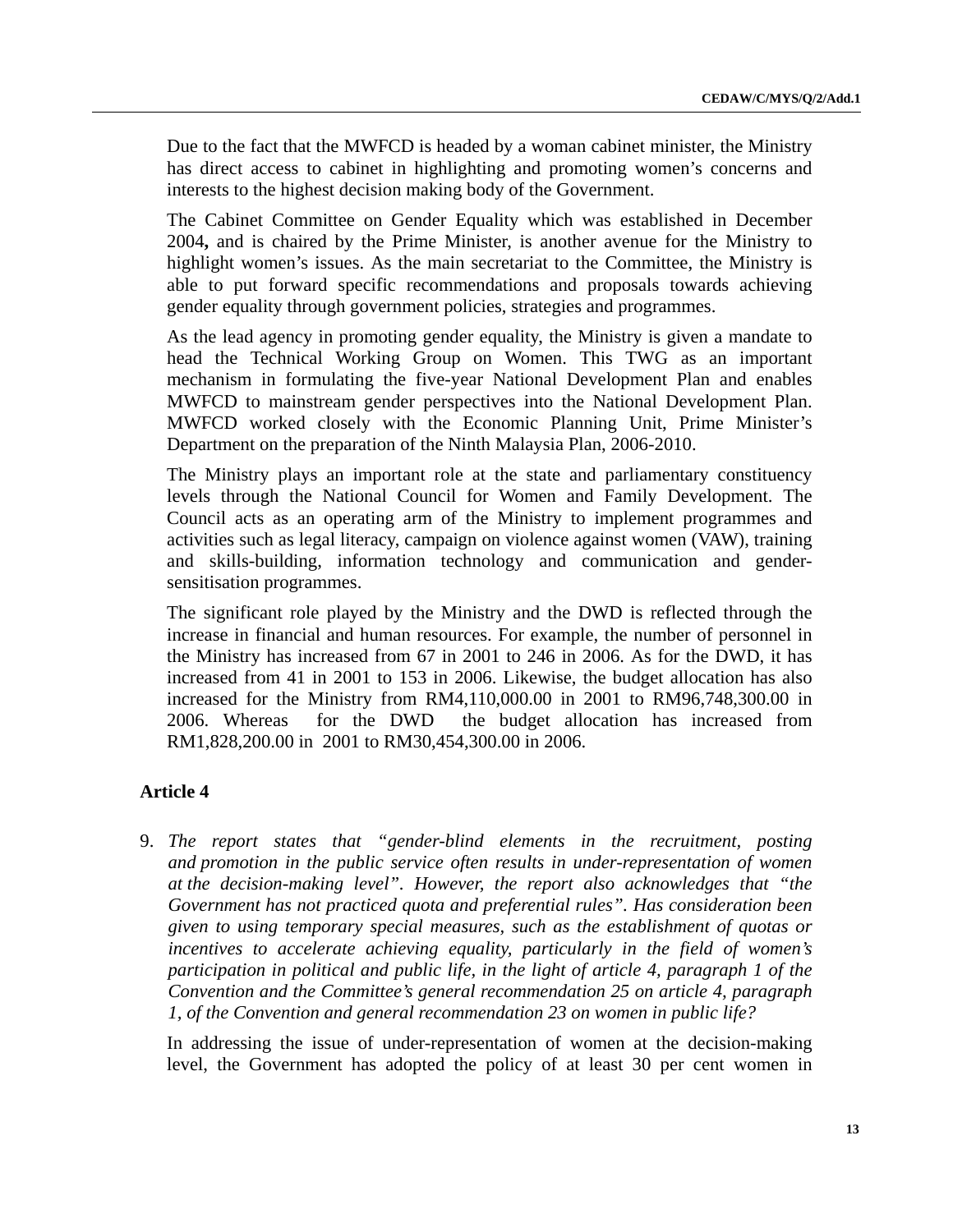Due to the fact that the MWFCD is headed by a woman cabinet minister, the Ministry has direct access to cabinet in highlighting and promoting women's concerns and interests to the highest decision making body of the Government.

The Cabinet Committee on Gender Equality which was established in December 2004**,** and is chaired by the Prime Minister, is another avenue for the Ministry to highlight women's issues. As the main secretariat to the Committee, the Ministry is able to put forward specific recommendations and proposals towards achieving gender equality through government policies, strategies and programmes.

As the lead agency in promoting gender equality, the Ministry is given a mandate to head the Technical Working Group on Women. This TWG as an important mechanism in formulating the five-year National Development Plan and enables MWFCD to mainstream gender perspectives into the National Development Plan. MWFCD worked closely with the Economic Planning Unit, Prime Minister's Department on the preparation of the Ninth Malaysia Plan, 2006-2010.

The Ministry plays an important role at the state and parliamentary constituency levels through the National Council for Women and Family Development. The Council acts as an operating arm of the Ministry to implement programmes and activities such as legal literacy, campaign on violence against women (VAW), training and skills-building, information technology and communication and gender-sensitisation programmes.

The significant role played by the Ministry and the DWD is reflected through the increase in financial and human resources. For example, the number of personnel in the Ministry has increased from 67 in 2001 to 246 in 2006. As for the DWD, it has increased from 41 in 2001 to 153 in 2006. Likewise, the budget allocation has also increased for the Ministry from RM4,110,000.00 in 2001 to RM96,748,300.00 in 2006. Whereas for the DWD the budget allocation has increased from RM1,828,200.00 in 2001 to RM30,454,300.00 in 2006.

## Article 4

9. *The report states that "gender-blind elements in the recruitment, posting and promotion in the public service often results in under-representation of women at the decision-making level". However, the report also acknowledges that "the Government has not practiced quota and preferential rules". Has consideration been given to using temporary special measures, such as the establishment of quotas or incentives to accelerate achieving equality, particularly in the field of women's participation in political and public life, in the light of article 4, paragraph 1 of the Convention and the Committee's general recommendation 25 on article 4, paragraph 1, of the Convention and general recommendation 23 on women in public life?*

In addressing the issue of under-representation of women at the decision-making level, the Government has adopted the policy of at least 30 per cent women in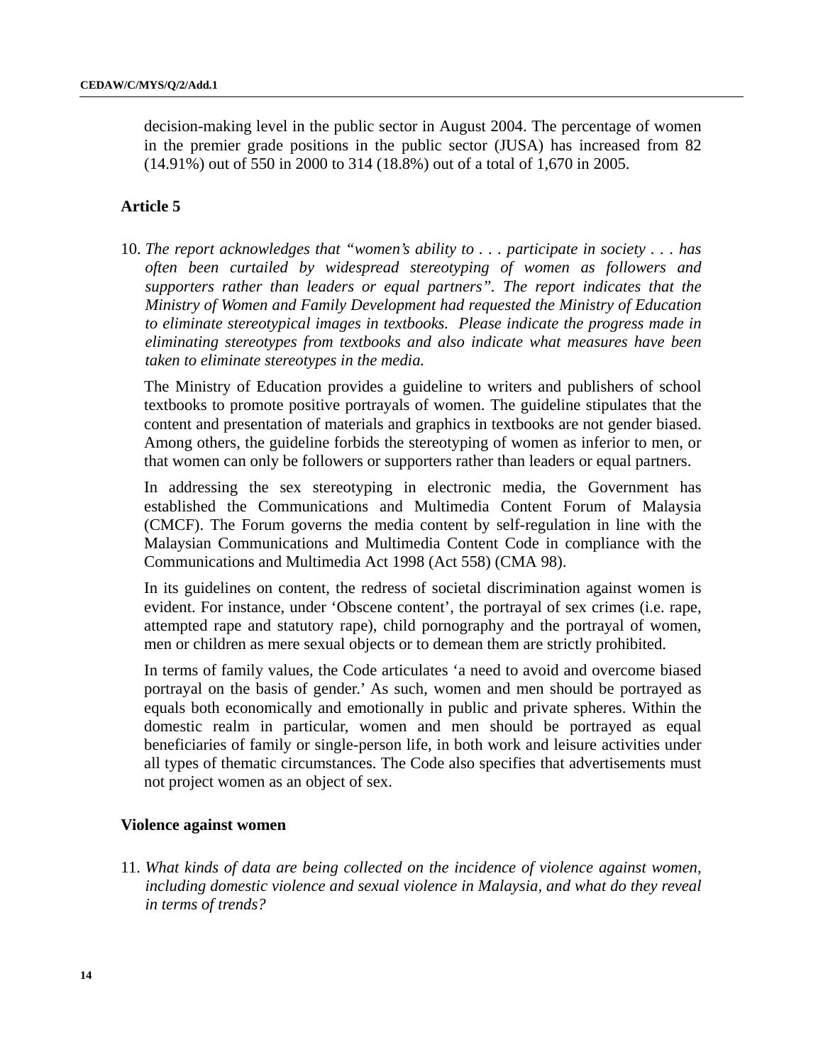decision-making level in the public sector in August 2004. The percentage of women in the premier grade positions in the public sector (JUSA) has increased from 82 (14.91%) out of 550 in 2000 to 314 (18.8%) out of a total of 1,670 in 2005.

### Article 5

10. *The report acknowledges that "women's ability to . . . participate in society . . . has often been curtailed by widespread stereotyping of women as followers and supporters rather than leaders or equal partners". The report indicates that the Ministry of Women and Family Development had requested the Ministry of Education to eliminate stereotypical images in textbooks. Please indicate the progress made in eliminating stereotypes from textbooks and also indicate what measures have been taken to eliminate stereotypes in the media.*

The Ministry of Education provides a guideline to writers and publishers of school textbooks to promote positive portrayals of women. The guideline stipulates that the content and presentation of materials and graphics in textbooks are not gender biased. Among others, the guideline forbids the stereotyping of women as inferior to men, or that women can only be followers or supporters rather than leaders or equal partners.

In addressing the sex stereotyping in electronic media, the Government has established the Communications and Multimedia Content Forum of Malaysia (CMCF). The Forum governs the media content by self-regulation in line with the Malaysian Communications and Multimedia Content Code in compliance with the Communications and Multimedia Act 1998 (Act 558) (CMA 98).

In its guidelines on content, the redress of societal discrimination against women is evident. For instance, under 'Obscene content', the portrayal of sex crimes (i.e. rape, attempted rape and statutory rape), child pornography and the portrayal of women, men or children as mere sexual objects or to demean them are strictly prohibited.

In terms of family values, the Code articulates 'a need to avoid and overcome biased portrayal on the basis of gender.' As such, women and men should be portrayed as equals both economically and emotionally in public and private spheres. Within the domestic realm in particular, women and men should be portrayed as equal beneficiaries of family or single-person life, in both work and leisure activities under all types of thematic circumstances. The Code also specifies that advertisements must not project women as an object of sex.

### Violence against women

11. *What kinds of data are being collected on the incidence of violence against women, including domestic violence and sexual violence in Malaysia, and what do they reveal in terms of trends?*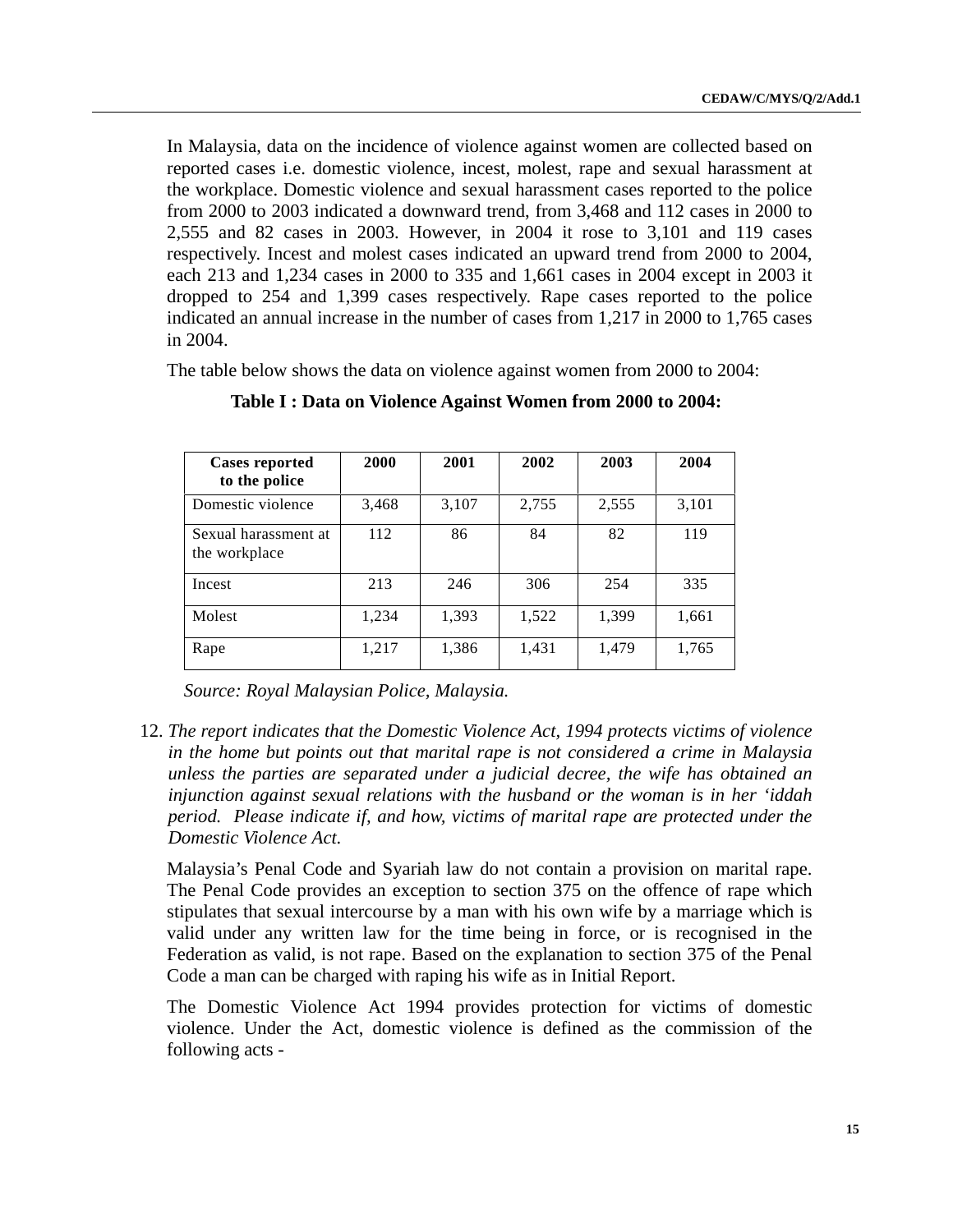In Malaysia, data on the incidence of violence against women are collected based on reported cases i.e. domestic violence, incest, molest, rape and sexual harassment at the workplace. Domestic violence and sexual harassment cases reported to the police from 2000 to 2003 indicated a downward trend, from 3,468 and 112 cases in 2000 to 2,555 and 82 cases in 2003. However, in 2004 it rose to 3,101 and 119 cases respectively. Incest and molest cases indicated an upward trend from 2000 to 2004, each 213 and 1,234 cases in 2000 to 335 and 1,661 cases in 2004 except in 2003 it dropped to 254 and 1,399 cases respectively. Rape cases reported to the police indicated an annual increase in the number of cases from 1,217 in 2000 to 1,765 cases in 2004.

The table below shows the data on violence against women from 2000 to 2004:

**Table I : Data on Violence Against Women from 2000 to 2004:**

| Cases reported to the police | 2000 | 2001 | 2002 | 2003 | 2004 |
|---|---|---|---|---|---|
| Domestic violence | 3,468 | 3,107 | 2,755 | 2,555 | 3,101 |
| Sexual harassment at the workplace | 112 | 86 | 84 | 82 | 119 |
| Incest | 213 | 246 | 306 | 254 | 335 |
| Molest | 1,234 | 1,393 | 1,522 | 1,399 | 1,661 |
| Rape | 1,217 | 1,386 | 1,431 | 1,479 | 1,765 |

*Source: Royal Malaysian Police, Malaysia.*

12. *The report indicates that the Domestic Violence Act, 1994 protects victims of violence in the home but points out that marital rape is not considered a crime in Malaysia unless the parties are separated under a judicial decree, the wife has obtained an injunction against sexual relations with the husband or the woman is in her 'iddah period. Please indicate if, and how, victims of marital rape are protected under the Domestic Violence Act.*

Malaysia's Penal Code and Syariah law do not contain a provision on marital rape. The Penal Code provides an exception to section 375 on the offence of rape which stipulates that sexual intercourse by a man with his own wife by a marriage which is valid under any written law for the time being in force, or is recognised in the Federation as valid, is not rape. Based on the explanation to section 375 of the Penal Code a man can be charged with raping his wife as in Initial Report.

The Domestic Violence Act 1994 provides protection for victims of domestic violence. Under the Act, domestic violence is defined as the commission of the following acts -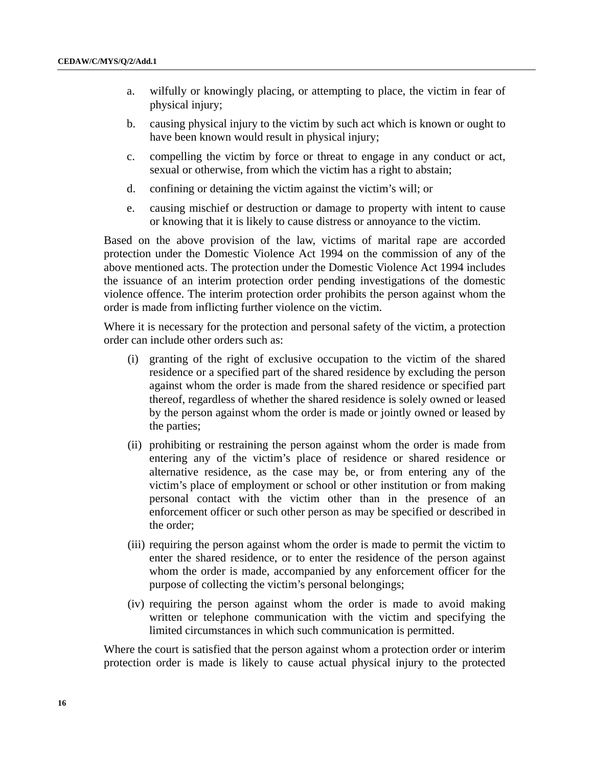a. wilfully or knowingly placing, or attempting to place, the victim in fear of physical injury;

b. causing physical injury to the victim by such act which is known or ought to have been known would result in physical injury;

c. compelling the victim by force or threat to engage in any conduct or act, sexual or otherwise, from which the victim has a right to abstain;

d. confining or detaining the victim against the victim's will; or

e. causing mischief or destruction or damage to property with intent to cause or knowing that it is likely to cause distress or annoyance to the victim.

Based on the above provision of the law, victims of marital rape are accorded protection under the Domestic Violence Act 1994 on the commission of any of the above mentioned acts. The protection under the Domestic Violence Act 1994 includes the issuance of an interim protection order pending investigations of the domestic violence offence. The interim protection order prohibits the person against whom the order is made from inflicting further violence on the victim.

Where it is necessary for the protection and personal safety of the victim, a protection order can include other orders such as:

(i) granting of the right of exclusive occupation to the victim of the shared residence or a specified part of the shared residence by excluding the person against whom the order is made from the shared residence or specified part thereof, regardless of whether the shared residence is solely owned or leased by the person against whom the order is made or jointly owned or leased by the parties;

(ii) prohibiting or restraining the person against whom the order is made from entering any of the victim's place of residence or shared residence or alternative residence, as the case may be, or from entering any of the victim's place of employment or school or other institution or from making personal contact with the victim other than in the presence of an enforcement officer or such other person as may be specified or described in the order;

(iii) requiring the person against whom the order is made to permit the victim to enter the shared residence, or to enter the residence of the person against whom the order is made, accompanied by any enforcement officer for the purpose of collecting the victim's personal belongings;

(iv) requiring the person against whom the order is made to avoid making written or telephone communication with the victim and specifying the limited circumstances in which such communication is permitted.

Where the court is satisfied that the person against whom a protection order or interim protection order is made is likely to cause actual physical injury to the protected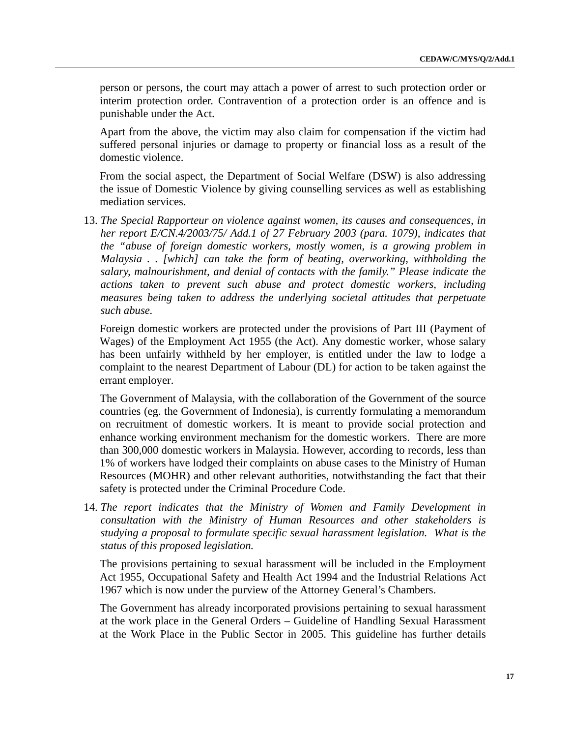person or persons, the court may attach a power of arrest to such protection order or interim protection order. Contravention of a protection order is an offence and is punishable under the Act.

Apart from the above, the victim may also claim for compensation if the victim had suffered personal injuries or damage to property or financial loss as a result of the domestic violence.

From the social aspect, the Department of Social Welfare (DSW) is also addressing the issue of Domestic Violence by giving counselling services as well as establishing mediation services.

13. *The Special Rapporteur on violence against women, its causes and consequences, in her report E/CN.4/2003/75/ Add.1 of 27 February 2003 (para. 1079), indicates that the "abuse of foreign domestic workers, mostly women, is a growing problem in Malaysia . . [which] can take the form of beating, overworking, withholding the salary, malnourishment, and denial of contacts with the family." Please indicate the actions taken to prevent such abuse and protect domestic workers, including measures being taken to address the underlying societal attitudes that perpetuate such abuse.*

   Foreign domestic workers are protected under the provisions of Part III (Payment of Wages) of the Employment Act 1955 (the Act). Any domestic worker, whose salary has been unfairly withheld by her employer, is entitled under the law to lodge a complaint to the nearest Department of Labour (DL) for action to be taken against the errant employer.

   The Government of Malaysia, with the collaboration of the Government of the source countries (eg. the Government of Indonesia), is currently formulating a memorandum on recruitment of domestic workers. It is meant to provide social protection and enhance working environment mechanism for the domestic workers. There are more than 300,000 domestic workers in Malaysia. However, according to records, less than 1% of workers have lodged their complaints on abuse cases to the Ministry of Human Resources (MOHR) and other relevant authorities, notwithstanding the fact that their safety is protected under the Criminal Procedure Code.

14. *The report indicates that the Ministry of Women and Family Development in consultation with the Ministry of Human Resources and other stakeholders is studying a proposal to formulate specific sexual harassment legislation. What is the status of this proposed legislation.*

   The provisions pertaining to sexual harassment will be included in the Employment Act 1955, Occupational Safety and Health Act 1994 and the Industrial Relations Act 1967 which is now under the purview of the Attorney General's Chambers.

   The Government has already incorporated provisions pertaining to sexual harassment at the work place in the General Orders – Guideline of Handling Sexual Harassment at the Work Place in the Public Sector in 2005. This guideline has further details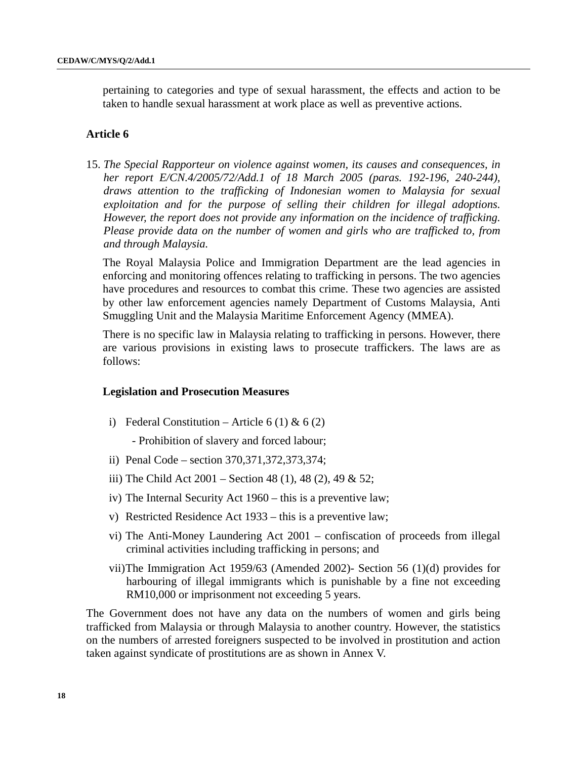pertaining to categories and type of sexual harassment, the effects and action to be taken to handle sexual harassment at work place as well as preventive actions.

## Article 6

15. *The Special Rapporteur on violence against women, its causes and consequences, in her report E/CN.4/2005/72/Add.1 of 18 March 2005 (paras. 192-196, 240-244), draws attention to the trafficking of Indonesian women to Malaysia for sexual exploitation and for the purpose of selling their children for illegal adoptions. However, the report does not provide any information on the incidence of trafficking. Please provide data on the number of women and girls who are trafficked to, from and through Malaysia.*

The Royal Malaysia Police and Immigration Department are the lead agencies in enforcing and monitoring offences relating to trafficking in persons. The two agencies have procedures and resources to combat this crime. These two agencies are assisted by other law enforcement agencies namely Department of Customs Malaysia, Anti Smuggling Unit and the Malaysia Maritime Enforcement Agency (MMEA).

There is no specific law in Malaysia relating to trafficking in persons. However, there are various provisions in existing laws to prosecute traffickers. The laws are as follows:

### Legislation and Prosecution Measures

i) Federal Constitution – Article 6 (1) & 6 (2)
   - Prohibition of slavery and forced labour;

ii) Penal Code – section 370,371,372,373,374;

iii) The Child Act 2001 – Section 48 (1), 48 (2), 49 & 52;

iv) The Internal Security Act 1960 – this is a preventive law;

v) Restricted Residence Act 1933 – this is a preventive law;

vi) The Anti-Money Laundering Act 2001 – confiscation of proceeds from illegal criminal activities including trafficking in persons; and

vii) The Immigration Act 1959/63 (Amended 2002)- Section 56 (1)(d) provides for harbouring of illegal immigrants which is punishable by a fine not exceeding RM10,000 or imprisonment not exceeding 5 years.

The Government does not have any data on the numbers of women and girls being trafficked from Malaysia or through Malaysia to another country. However, the statistics on the numbers of arrested foreigners suspected to be involved in prostitution and action taken against syndicate of prostitutions are as shown in Annex V.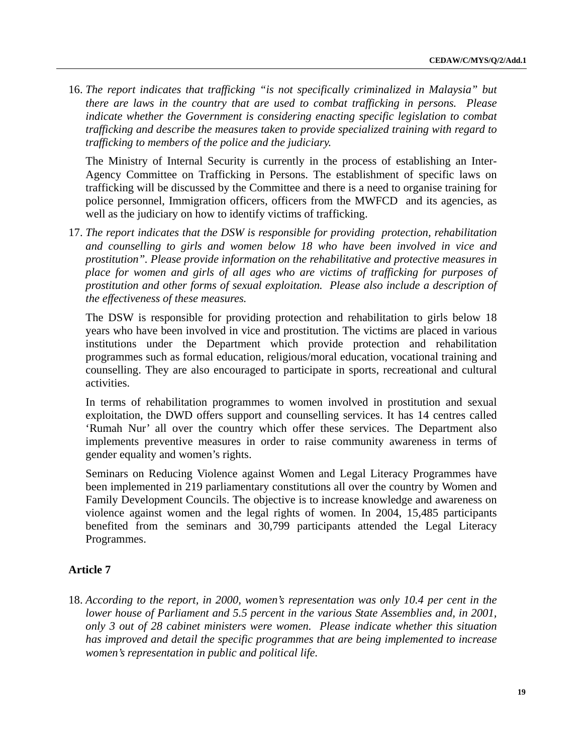16. *The report indicates that trafficking "is not specifically criminalized in Malaysia" but there are laws in the country that are used to combat trafficking in persons. Please indicate whether the Government is considering enacting specific legislation to combat trafficking and describe the measures taken to provide specialized training with regard to trafficking to members of the police and the judiciary.*

    The Ministry of Internal Security is currently in the process of establishing an Inter-Agency Committee on Trafficking in Persons. The establishment of specific laws on trafficking will be discussed by the Committee and there is a need to organise training for police personnel, Immigration officers, officers from the MWFCD and its agencies, as well as the judiciary on how to identify victims of trafficking.

17. *The report indicates that the DSW is responsible for providing protection, rehabilitation and counselling to girls and women below 18 who have been involved in vice and prostitution". Please provide information on the rehabilitative and protective measures in place for women and girls of all ages who are victims of trafficking for purposes of prostitution and other forms of sexual exploitation. Please also include a description of the effectiveness of these measures.*

    The DSW is responsible for providing protection and rehabilitation to girls below 18 years who have been involved in vice and prostitution. The victims are placed in various institutions under the Department which provide protection and rehabilitation programmes such as formal education, religious/moral education, vocational training and counselling. They are also encouraged to participate in sports, recreational and cultural activities.

    In terms of rehabilitation programmes to women involved in prostitution and sexual exploitation, the DWD offers support and counselling services. It has 14 centres called 'Rumah Nur' all over the country which offer these services. The Department also implements preventive measures in order to raise community awareness in terms of gender equality and women's rights.

    Seminars on Reducing Violence against Women and Legal Literacy Programmes have been implemented in 219 parliamentary constitutions all over the country by Women and Family Development Councils. The objective is to increase knowledge and awareness on violence against women and the legal rights of women. In 2004, 15,485 participants benefited from the seminars and 30,799 participants attended the Legal Literacy Programmes.

## Article 7

18. *According to the report, in 2000, women's representation was only 10.4 per cent in the lower house of Parliament and 5.5 percent in the various State Assemblies and, in 2001, only 3 out of 28 cabinet ministers were women. Please indicate whether this situation has improved and detail the specific programmes that are being implemented to increase women's representation in public and political life.*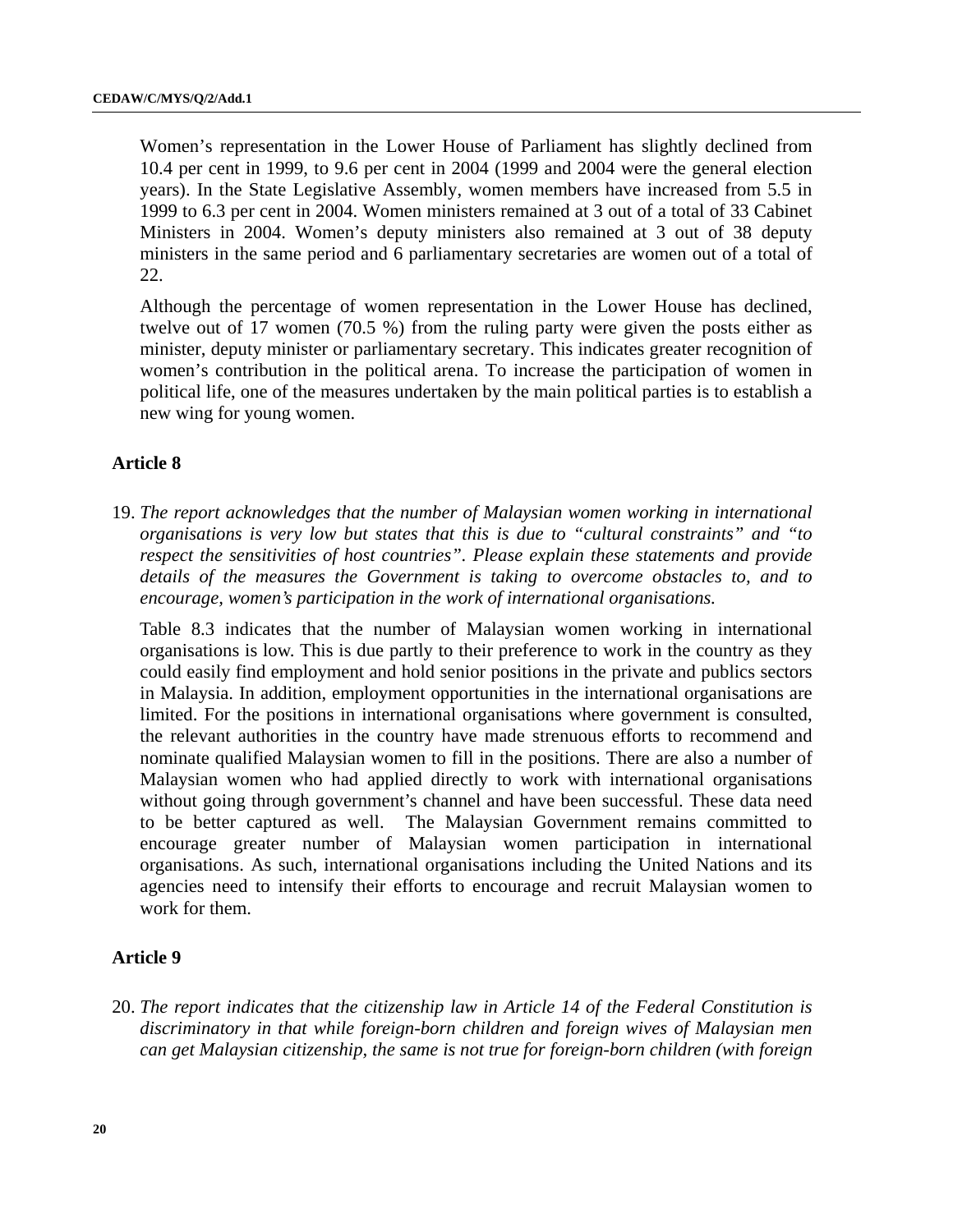Women's representation in the Lower House of Parliament has slightly declined from 10.4 per cent in 1999, to 9.6 per cent in 2004 (1999 and 2004 were the general election years). In the State Legislative Assembly, women members have increased from 5.5 in 1999 to 6.3 per cent in 2004. Women ministers remained at 3 out of a total of 33 Cabinet Ministers in 2004. Women's deputy ministers also remained at 3 out of 38 deputy ministers in the same period and 6 parliamentary secretaries are women out of a total of 22.

Although the percentage of women representation in the Lower House has declined, twelve out of 17 women (70.5 %) from the ruling party were given the posts either as minister, deputy minister or parliamentary secretary. This indicates greater recognition of women's contribution in the political arena. To increase the participation of women in political life, one of the measures undertaken by the main political parties is to establish a new wing for young women.

### Article 8

19. *The report acknowledges that the number of Malaysian women working in international organisations is very low but states that this is due to "cultural constraints" and "to respect the sensitivities of host countries". Please explain these statements and provide details of the measures the Government is taking to overcome obstacles to, and to encourage, women's participation in the work of international organisations.*

Table 8.3 indicates that the number of Malaysian women working in international organisations is low. This is due partly to their preference to work in the country as they could easily find employment and hold senior positions in the private and publics sectors in Malaysia. In addition, employment opportunities in the international organisations are limited. For the positions in international organisations where government is consulted, the relevant authorities in the country have made strenuous efforts to recommend and nominate qualified Malaysian women to fill in the positions. There are also a number of Malaysian women who had applied directly to work with international organisations without going through government's channel and have been successful. These data need to be better captured as well. The Malaysian Government remains committed to encourage greater number of Malaysian women participation in international organisations. As such, international organisations including the United Nations and its agencies need to intensify their efforts to encourage and recruit Malaysian women to work for them.

### Article 9

20. *The report indicates that the citizenship law in Article 14 of the Federal Constitution is discriminatory in that while foreign-born children and foreign wives of Malaysian men can get Malaysian citizenship, the same is not true for foreign-born children (with foreign*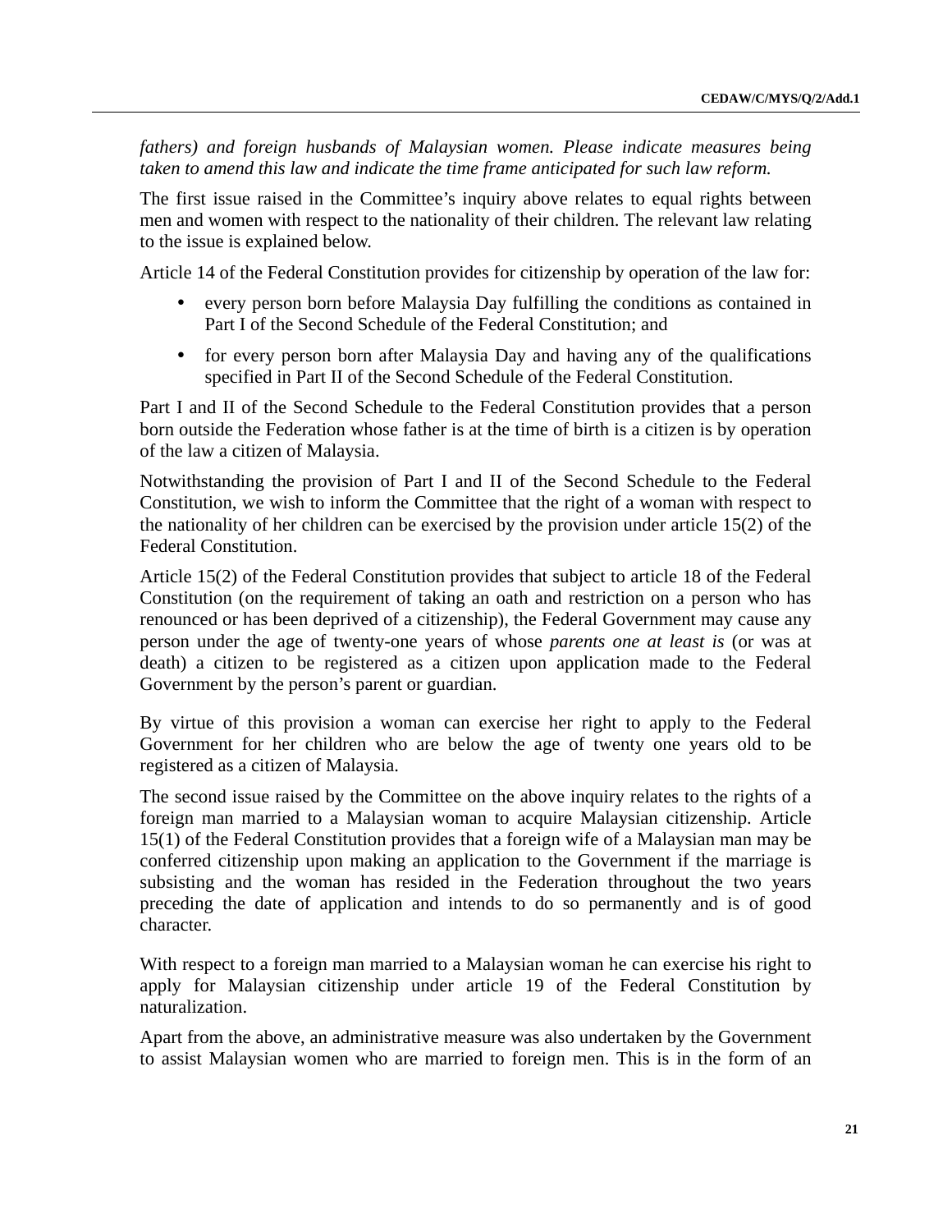*fathers) and foreign husbands of Malaysian women. Please indicate measures being taken to amend this law and indicate the time frame anticipated for such law reform.*

The first issue raised in the Committee's inquiry above relates to equal rights between men and women with respect to the nationality of their children. The relevant law relating to the issue is explained below.

Article 14 of the Federal Constitution provides for citizenship by operation of the law for:

- every person born before Malaysia Day fulfilling the conditions as contained in Part I of the Second Schedule of the Federal Constitution; and
- for every person born after Malaysia Day and having any of the qualifications specified in Part II of the Second Schedule of the Federal Constitution.

Part I and II of the Second Schedule to the Federal Constitution provides that a person born outside the Federation whose father is at the time of birth is a citizen is by operation of the law a citizen of Malaysia.

Notwithstanding the provision of Part I and II of the Second Schedule to the Federal Constitution, we wish to inform the Committee that the right of a woman with respect to the nationality of her children can be exercised by the provision under article 15(2) of the Federal Constitution.

Article 15(2) of the Federal Constitution provides that subject to article 18 of the Federal Constitution (on the requirement of taking an oath and restriction on a person who has renounced or has been deprived of a citizenship), the Federal Government may cause any person under the age of twenty-one years of whose *parents one at least is* (or was at death) a citizen to be registered as a citizen upon application made to the Federal Government by the person's parent or guardian.

By virtue of this provision a woman can exercise her right to apply to the Federal Government for her children who are below the age of twenty one years old to be registered as a citizen of Malaysia.

The second issue raised by the Committee on the above inquiry relates to the rights of a foreign man married to a Malaysian woman to acquire Malaysian citizenship. Article 15(1) of the Federal Constitution provides that a foreign wife of a Malaysian man may be conferred citizenship upon making an application to the Government if the marriage is subsisting and the woman has resided in the Federation throughout the two years preceding the date of application and intends to do so permanently and is of good character.

With respect to a foreign man married to a Malaysian woman he can exercise his right to apply for Malaysian citizenship under article 19 of the Federal Constitution by naturalization.

Apart from the above, an administrative measure was also undertaken by the Government to assist Malaysian women who are married to foreign men. This is in the form of an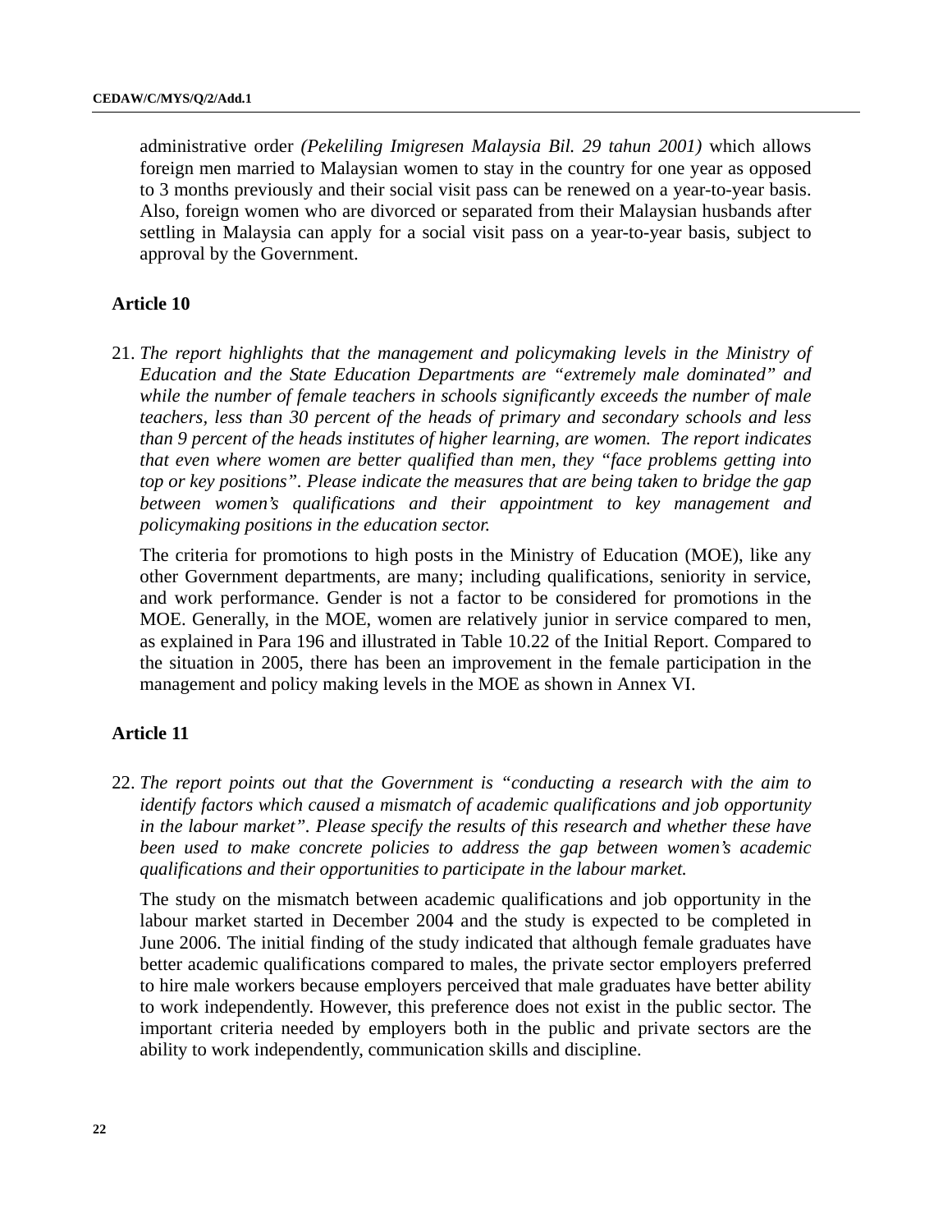administrative order *(Pekeliling Imigresen Malaysia Bil. 29 tahun 2001)* which allows foreign men married to Malaysian women to stay in the country for one year as opposed to 3 months previously and their social visit pass can be renewed on a year-to-year basis. Also, foreign women who are divorced or separated from their Malaysian husbands after settling in Malaysia can apply for a social visit pass on a year-to-year basis, subject to approval by the Government.

## Article 10

21. *The report highlights that the management and policymaking levels in the Ministry of Education and the State Education Departments are "extremely male dominated" and while the number of female teachers in schools significantly exceeds the number of male teachers, less than 30 percent of the heads of primary and secondary schools and less than 9 percent of the heads institutes of higher learning, are women. The report indicates that even where women are better qualified than men, they "face problems getting into top or key positions". Please indicate the measures that are being taken to bridge the gap between women's qualifications and their appointment to key management and policymaking positions in the education sector.*

    The criteria for promotions to high posts in the Ministry of Education (MOE), like any other Government departments, are many; including qualifications, seniority in service, and work performance. Gender is not a factor to be considered for promotions in the MOE. Generally, in the MOE, women are relatively junior in service compared to men, as explained in Para 196 and illustrated in Table 10.22 of the Initial Report. Compared to the situation in 2005, there has been an improvement in the female participation in the management and policy making levels in the MOE as shown in Annex VI.

## Article 11

22. *The report points out that the Government is "conducting a research with the aim to identify factors which caused a mismatch of academic qualifications and job opportunity in the labour market". Please specify the results of this research and whether these have been used to make concrete policies to address the gap between women's academic qualifications and their opportunities to participate in the labour market.*

    The study on the mismatch between academic qualifications and job opportunity in the labour market started in December 2004 and the study is expected to be completed in June 2006. The initial finding of the study indicated that although female graduates have better academic qualifications compared to males, the private sector employers preferred to hire male workers because employers perceived that male graduates have better ability to work independently. However, this preference does not exist in the public sector. The important criteria needed by employers both in the public and private sectors are the ability to work independently, communication skills and discipline.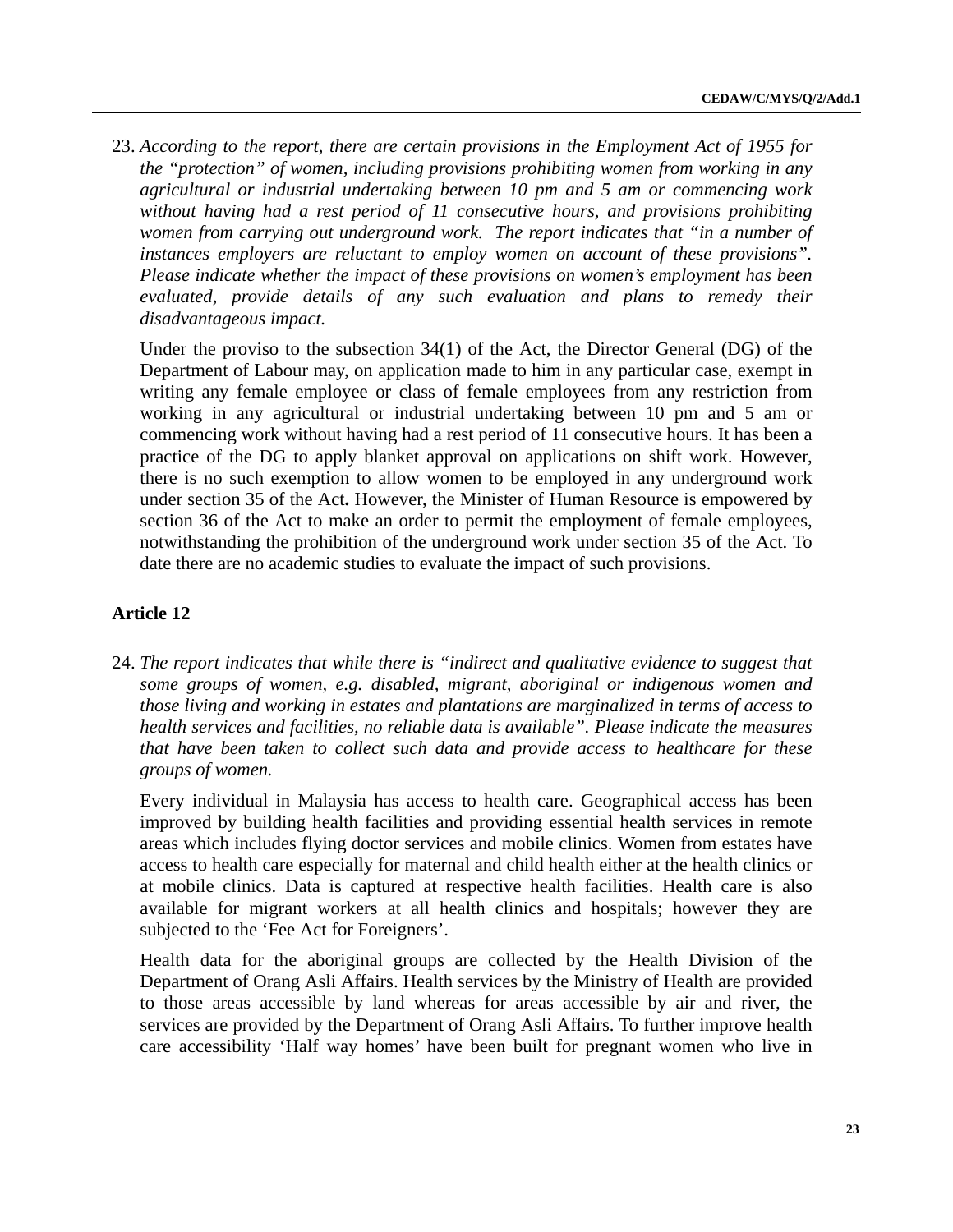23. *According to the report, there are certain provisions in the Employment Act of 1955 for the "protection" of women, including provisions prohibiting women from working in any agricultural or industrial undertaking between 10 pm and 5 am or commencing work without having had a rest period of 11 consecutive hours, and provisions prohibiting women from carrying out underground work. The report indicates that "in a number of instances employers are reluctant to employ women on account of these provisions". Please indicate whether the impact of these provisions on women's employment has been evaluated, provide details of any such evaluation and plans to remedy their disadvantageous impact.*

    Under the proviso to the subsection 34(1) of the Act, the Director General (DG) of the Department of Labour may, on application made to him in any particular case, exempt in writing any female employee or class of female employees from any restriction from working in any agricultural or industrial undertaking between 10 pm and 5 am or commencing work without having had a rest period of 11 consecutive hours. It has been a practice of the DG to apply blanket approval on applications on shift work. However, there is no such exemption to allow women to be employed in any underground work under section 35 of the Act**.** However, the Minister of Human Resource is empowered by section 36 of the Act to make an order to permit the employment of female employees, notwithstanding the prohibition of the underground work under section 35 of the Act. To date there are no academic studies to evaluate the impact of such provisions.

## Article 12

24. *The report indicates that while there is "indirect and qualitative evidence to suggest that some groups of women, e.g. disabled, migrant, aboriginal or indigenous women and those living and working in estates and plantations are marginalized in terms of access to health services and facilities, no reliable data is available". Please indicate the measures that have been taken to collect such data and provide access to healthcare for these groups of women.*

    Every individual in Malaysia has access to health care. Geographical access has been improved by building health facilities and providing essential health services in remote areas which includes flying doctor services and mobile clinics. Women from estates have access to health care especially for maternal and child health either at the health clinics or at mobile clinics. Data is captured at respective health facilities. Health care is also available for migrant workers at all health clinics and hospitals; however they are subjected to the 'Fee Act for Foreigners'.

    Health data for the aboriginal groups are collected by the Health Division of the Department of Orang Asli Affairs. Health services by the Ministry of Health are provided to those areas accessible by land whereas for areas accessible by air and river, the services are provided by the Department of Orang Asli Affairs. To further improve health care accessibility 'Half way homes' have been built for pregnant women who live in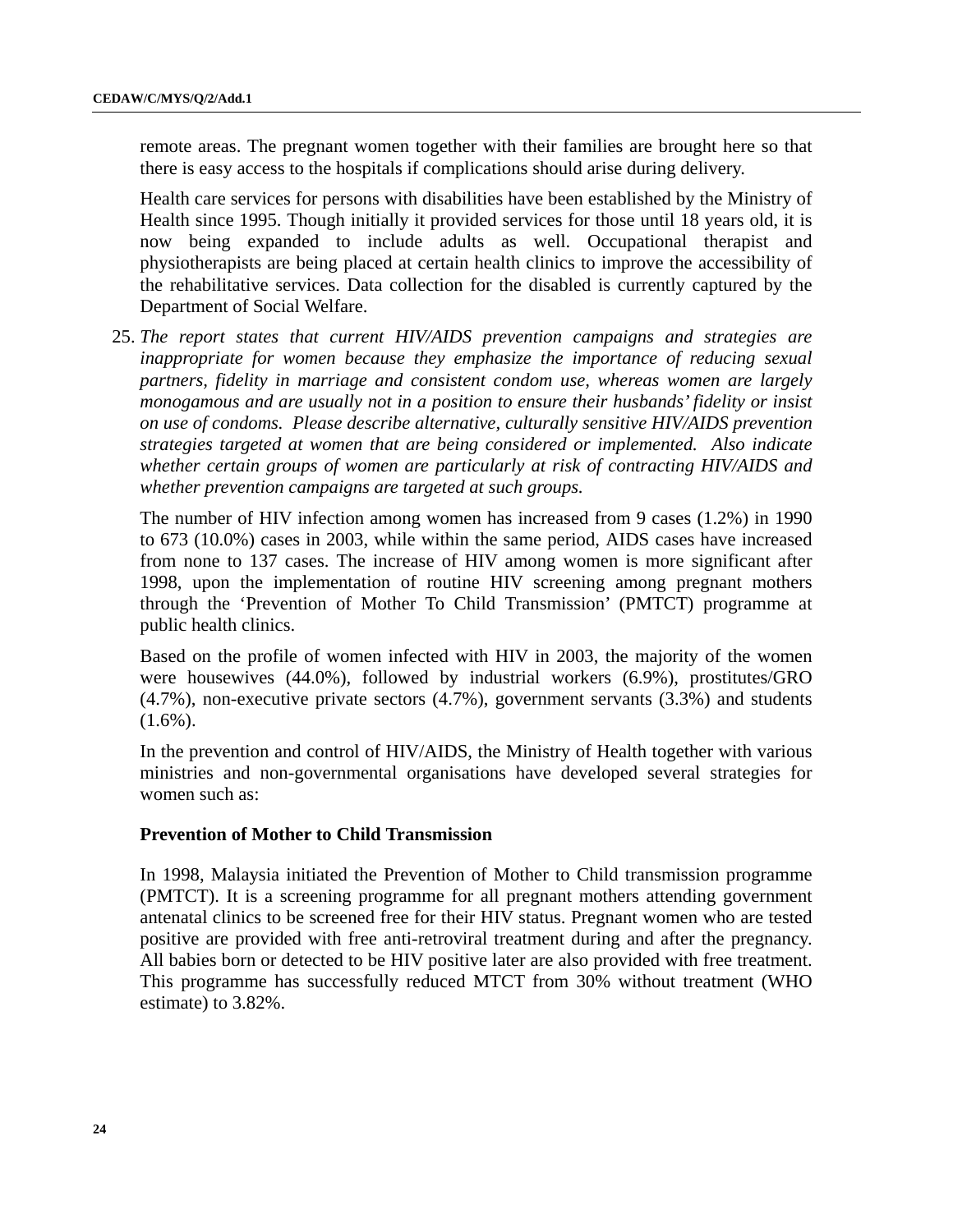remote areas. The pregnant women together with their families are brought here so that there is easy access to the hospitals if complications should arise during delivery.

Health care services for persons with disabilities have been established by the Ministry of Health since 1995. Though initially it provided services for those until 18 years old, it is now being expanded to include adults as well. Occupational therapist and physiotherapists are being placed at certain health clinics to improve the accessibility of the rehabilitative services. Data collection for the disabled is currently captured by the Department of Social Welfare.

25. *The report states that current HIV/AIDS prevention campaigns and strategies are inappropriate for women because they emphasize the importance of reducing sexual partners, fidelity in marriage and consistent condom use, whereas women are largely monogamous and are usually not in a position to ensure their husbands' fidelity or insist on use of condoms. Please describe alternative, culturally sensitive HIV/AIDS prevention strategies targeted at women that are being considered or implemented. Also indicate whether certain groups of women are particularly at risk of contracting HIV/AIDS and whether prevention campaigns are targeted at such groups.*

The number of HIV infection among women has increased from 9 cases (1.2%) in 1990 to 673 (10.0%) cases in 2003, while within the same period, AIDS cases have increased from none to 137 cases. The increase of HIV among women is more significant after 1998, upon the implementation of routine HIV screening among pregnant mothers through the 'Prevention of Mother To Child Transmission' (PMTCT) programme at public health clinics.

Based on the profile of women infected with HIV in 2003, the majority of the women were housewives (44.0%), followed by industrial workers (6.9%), prostitutes/GRO (4.7%), non-executive private sectors (4.7%), government servants (3.3%) and students (1.6%).

In the prevention and control of HIV/AIDS, the Ministry of Health together with various ministries and non-governmental organisations have developed several strategies for women such as:

**Prevention of Mother to Child Transmission**

In 1998, Malaysia initiated the Prevention of Mother to Child transmission programme (PMTCT). It is a screening programme for all pregnant mothers attending government antenatal clinics to be screened free for their HIV status. Pregnant women who are tested positive are provided with free anti-retroviral treatment during and after the pregnancy. All babies born or detected to be HIV positive later are also provided with free treatment. This programme has successfully reduced MTCT from 30% without treatment (WHO estimate) to 3.82%.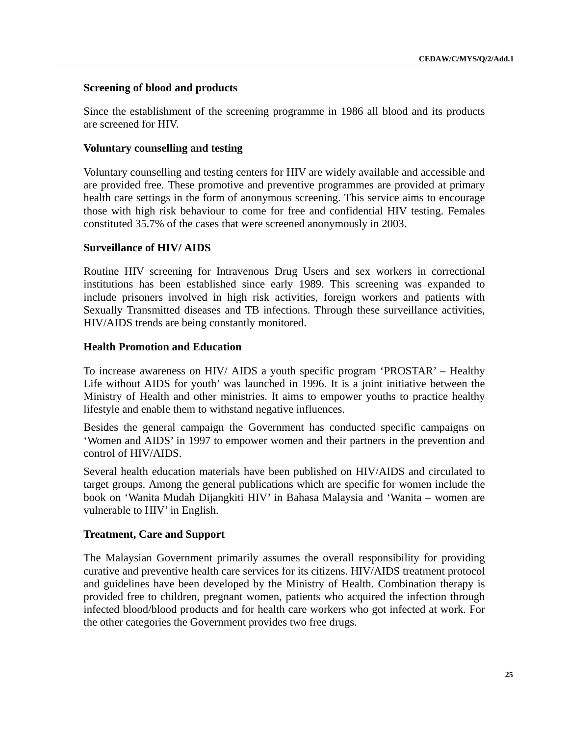**Screening of blood and products**

Since the establishment of the screening programme in 1986 all blood and its products are screened for HIV.

**Voluntary counselling and testing**

Voluntary counselling and testing centers for HIV are widely available and accessible and are provided free. These promotive and preventive programmes are provided at primary health care settings in the form of anonymous screening. This service aims to encourage those with high risk behaviour to come for free and confidential HIV testing. Females constituted 35.7% of the cases that were screened anonymously in 2003.

**Surveillance of HIV/ AIDS**

Routine HIV screening for Intravenous Drug Users and sex workers in correctional institutions has been established since early 1989. This screening was expanded to include prisoners involved in high risk activities, foreign workers and patients with Sexually Transmitted diseases and TB infections. Through these surveillance activities, HIV/AIDS trends are being constantly monitored.

**Health Promotion and Education**

To increase awareness on HIV/ AIDS a youth specific program 'PROSTAR' – Healthy Life without AIDS for youth' was launched in 1996. It is a joint initiative between the Ministry of Health and other ministries. It aims to empower youths to practice healthy lifestyle and enable them to withstand negative influences.

Besides the general campaign the Government has conducted specific campaigns on 'Women and AIDS' in 1997 to empower women and their partners in the prevention and control of HIV/AIDS.

Several health education materials have been published on HIV/AIDS and circulated to target groups. Among the general publications which are specific for women include the book on 'Wanita Mudah Dijangkiti HIV' in Bahasa Malaysia and 'Wanita – women are vulnerable to HIV' in English.

**Treatment, Care and Support**

The Malaysian Government primarily assumes the overall responsibility for providing curative and preventive health care services for its citizens. HIV/AIDS treatment protocol and guidelines have been developed by the Ministry of Health. Combination therapy is provided free to children, pregnant women, patients who acquired the infection through infected blood/blood products and for health care workers who got infected at work. For the other categories the Government provides two free drugs.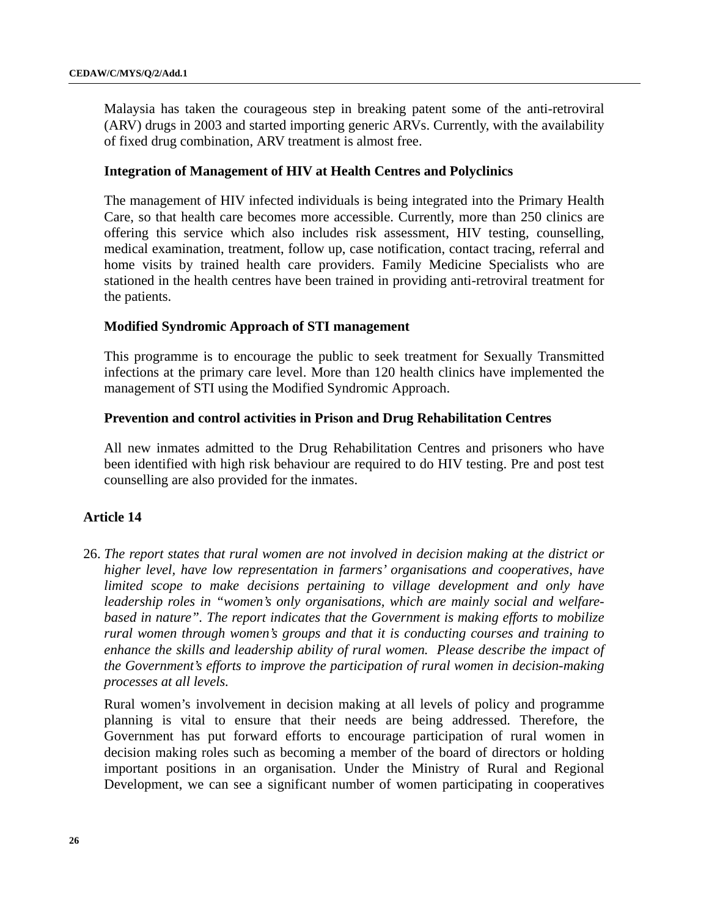Malaysia has taken the courageous step in breaking patent some of the anti-retroviral (ARV) drugs in 2003 and started importing generic ARVs. Currently, with the availability of fixed drug combination, ARV treatment is almost free.

**Integration of Management of HIV at Health Centres and Polyclinics**

The management of HIV infected individuals is being integrated into the Primary Health Care, so that health care becomes more accessible. Currently, more than 250 clinics are offering this service which also includes risk assessment, HIV testing, counselling, medical examination, treatment, follow up, case notification, contact tracing, referral and home visits by trained health care providers. Family Medicine Specialists who are stationed in the health centres have been trained in providing anti-retroviral treatment for the patients.

**Modified Syndromic Approach of STI management**

This programme is to encourage the public to seek treatment for Sexually Transmitted infections at the primary care level. More than 120 health clinics have implemented the management of STI using the Modified Syndromic Approach.

**Prevention and control activities in Prison and Drug Rehabilitation Centres**

All new inmates admitted to the Drug Rehabilitation Centres and prisoners who have been identified with high risk behaviour are required to do HIV testing. Pre and post test counselling are also provided for the inmates.

## Article 14

26. *The report states that rural women are not involved in decision making at the district or higher level, have low representation in farmers' organisations and cooperatives, have limited scope to make decisions pertaining to village development and only have leadership roles in "women's only organisations, which are mainly social and welfare-based in nature". The report indicates that the Government is making efforts to mobilize rural women through women's groups and that it is conducting courses and training to enhance the skills and leadership ability of rural women. Please describe the impact of the Government's efforts to improve the participation of rural women in decision-making processes at all levels.*

Rural women's involvement in decision making at all levels of policy and programme planning is vital to ensure that their needs are being addressed. Therefore, the Government has put forward efforts to encourage participation of rural women in decision making roles such as becoming a member of the board of directors or holding important positions in an organisation. Under the Ministry of Rural and Regional Development, we can see a significant number of women participating in cooperatives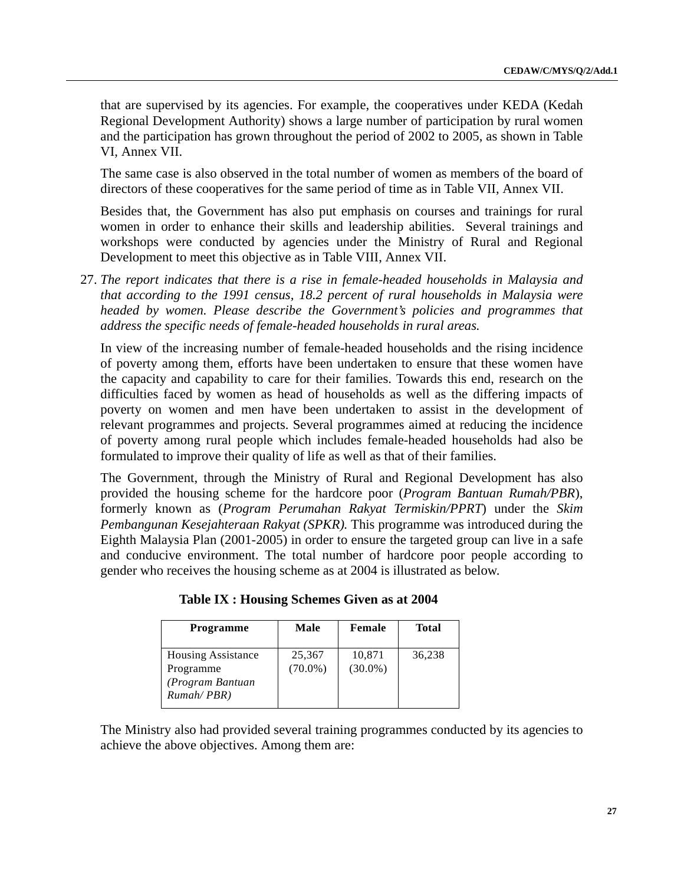that are supervised by its agencies. For example, the cooperatives under KEDA (Kedah Regional Development Authority) shows a large number of participation by rural women and the participation has grown throughout the period of 2002 to 2005, as shown in Table VI, Annex VII.

The same case is also observed in the total number of women as members of the board of directors of these cooperatives for the same period of time as in Table VII, Annex VII.

Besides that, the Government has also put emphasis on courses and trainings for rural women in order to enhance their skills and leadership abilities. Several trainings and workshops were conducted by agencies under the Ministry of Rural and Regional Development to meet this objective as in Table VIII, Annex VII.

27. *The report indicates that there is a rise in female-headed households in Malaysia and that according to the 1991 census, 18.2 percent of rural households in Malaysia were headed by women. Please describe the Government's policies and programmes that address the specific needs of female-headed households in rural areas.*

In view of the increasing number of female-headed households and the rising incidence of poverty among them, efforts have been undertaken to ensure that these women have the capacity and capability to care for their families. Towards this end, research on the difficulties faced by women as head of households as well as the differing impacts of poverty on women and men have been undertaken to assist in the development of relevant programmes and projects. Several programmes aimed at reducing the incidence of poverty among rural people which includes female-headed households had also be formulated to improve their quality of life as well as that of their families.

The Government, through the Ministry of Rural and Regional Development has also provided the housing scheme for the hardcore poor (*Program Bantuan Rumah/PBR*), formerly known as (*Program Perumahan Rakyat Termiskin/PPRT*) under the *Skim Pembangunan Kesejahteraan Rakyat (SPKR).* This programme was introduced during the Eighth Malaysia Plan (2001-2005) in order to ensure the targeted group can live in a safe and conducive environment. The total number of hardcore poor people according to gender who receives the housing scheme as at 2004 is illustrated as below.

**Table IX : Housing Schemes Given as at 2004**

| Programme | Male | Female | Total |
|---|---|---|---|
| Housing Assistance Programme *(Program Bantuan Rumah/ PBR)* | 25,367 (70.0%) | 10,871 (30.0%) | 36,238 |

The Ministry also had provided several training programmes conducted by its agencies to achieve the above objectives. Among them are: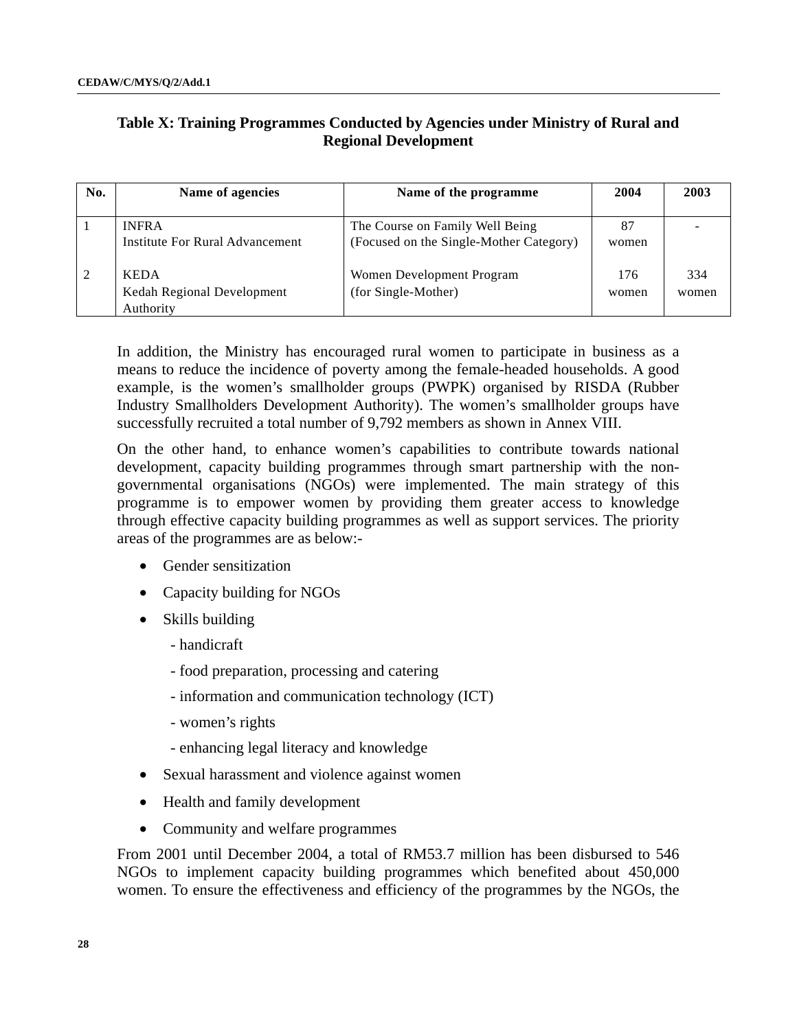### Table X: Training Programmes Conducted by Agencies under Ministry of Rural and Regional Development

| No. | Name of agencies | Name of the programme | 2004 | 2003 |
|---|---|---|---|---|
| 1 | INFRA<br>Institute For Rural Advancement | The Course on Family Well Being<br>(Focused on the Single-Mother Category) | 87<br>women | - |
| 2 | KEDA<br>Kedah Regional Development Authority | Women Development Program<br>(for Single-Mother) | 176<br>women | 334<br>women |

In addition, the Ministry has encouraged rural women to participate in business as a means to reduce the incidence of poverty among the female-headed households. A good example, is the women's smallholder groups (PWPK) organised by RISDA (Rubber Industry Smallholders Development Authority). The women's smallholder groups have successfully recruited a total number of 9,792 members as shown in Annex VIII.

On the other hand, to enhance women's capabilities to contribute towards national development, capacity building programmes through smart partnership with the non-governmental organisations (NGOs) were implemented. The main strategy of this programme is to empower women by providing them greater access to knowledge through effective capacity building programmes as well as support services. The priority areas of the programmes are as below:-

- Gender sensitization
- Capacity building for NGOs
- Skills building
  - handicraft
  - food preparation, processing and catering
  - information and communication technology (ICT)
  - women's rights
  - enhancing legal literacy and knowledge
- Sexual harassment and violence against women
- Health and family development
- Community and welfare programmes

From 2001 until December 2004, a total of RM53.7 million has been disbursed to 546 NGOs to implement capacity building programmes which benefited about 450,000 women. To ensure the effectiveness and efficiency of the programmes by the NGOs, the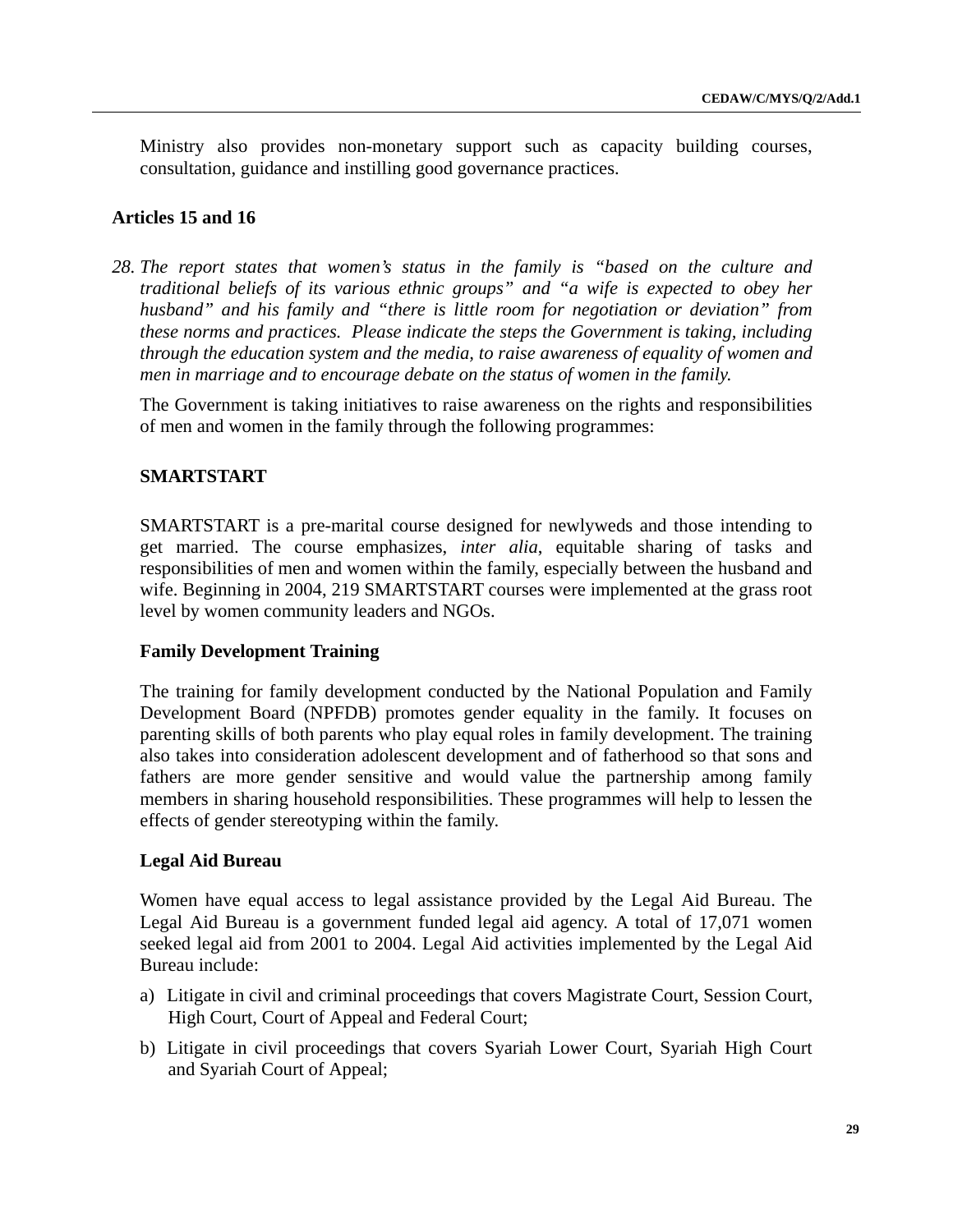Ministry also provides non-monetary support such as capacity building courses, consultation, guidance and instilling good governance practices.

## Articles 15 and 16

28. *The report states that women's status in the family is "based on the culture and traditional beliefs of its various ethnic groups" and "a wife is expected to obey her husband" and his family and "there is little room for negotiation or deviation" from these norms and practices. Please indicate the steps the Government is taking, including through the education system and the media, to raise awareness of equality of women and men in marriage and to encourage debate on the status of women in the family.*

The Government is taking initiatives to raise awareness on the rights and responsibilities of men and women in the family through the following programmes:

### SMARTSTART

SMARTSTART is a pre-marital course designed for newlyweds and those intending to get married. The course emphasizes, *inter alia*, equitable sharing of tasks and responsibilities of men and women within the family, especially between the husband and wife. Beginning in 2004, 219 SMARTSTART courses were implemented at the grass root level by women community leaders and NGOs.

### Family Development Training

The training for family development conducted by the National Population and Family Development Board (NPFDB) promotes gender equality in the family. It focuses on parenting skills of both parents who play equal roles in family development. The training also takes into consideration adolescent development and of fatherhood so that sons and fathers are more gender sensitive and would value the partnership among family members in sharing household responsibilities. These programmes will help to lessen the effects of gender stereotyping within the family.

### Legal Aid Bureau

Women have equal access to legal assistance provided by the Legal Aid Bureau. The Legal Aid Bureau is a government funded legal aid agency. A total of 17,071 women seeked legal aid from 2001 to 2004. Legal Aid activities implemented by the Legal Aid Bureau include:

a) Litigate in civil and criminal proceedings that covers Magistrate Court, Session Court, High Court, Court of Appeal and Federal Court;

b) Litigate in civil proceedings that covers Syariah Lower Court, Syariah High Court and Syariah Court of Appeal;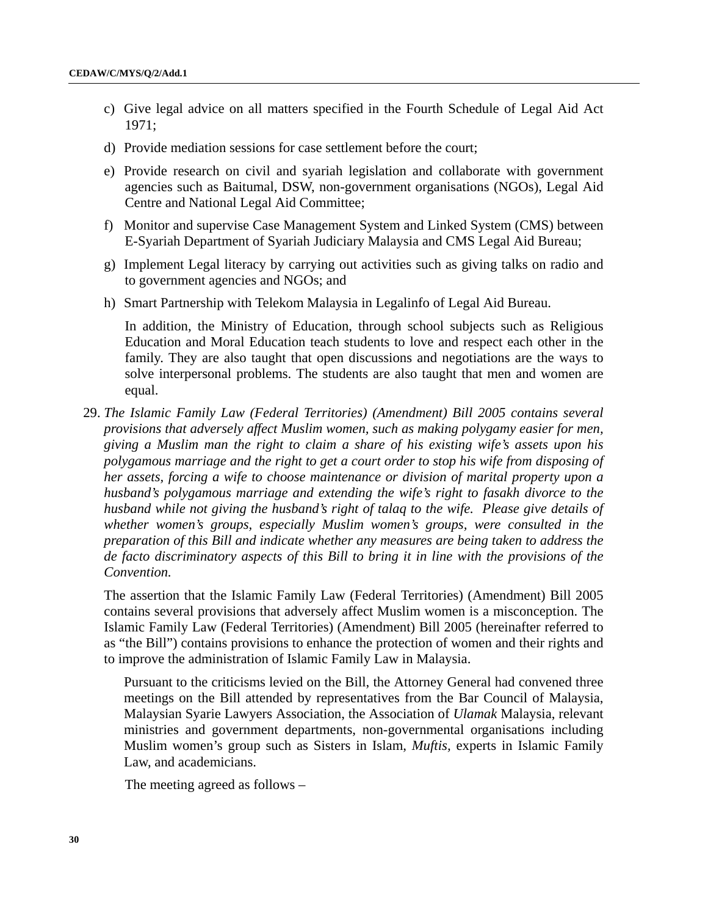c) Give legal advice on all matters specified in the Fourth Schedule of Legal Aid Act 1971;

d) Provide mediation sessions for case settlement before the court;

e) Provide research on civil and syariah legislation and collaborate with government agencies such as Baitumal, DSW, non-government organisations (NGOs), Legal Aid Centre and National Legal Aid Committee;

f) Monitor and supervise Case Management System and Linked System (CMS) between E-Syariah Department of Syariah Judiciary Malaysia and CMS Legal Aid Bureau;

g) Implement Legal literacy by carrying out activities such as giving talks on radio and to government agencies and NGOs; and

h) Smart Partnership with Telekom Malaysia in Legalinfo of Legal Aid Bureau.

In addition, the Ministry of Education, through school subjects such as Religious Education and Moral Education teach students to love and respect each other in the family. They are also taught that open discussions and negotiations are the ways to solve interpersonal problems. The students are also taught that men and women are equal.

29. *The Islamic Family Law (Federal Territories) (Amendment) Bill 2005 contains several provisions that adversely affect Muslim women, such as making polygamy easier for men, giving a Muslim man the right to claim a share of his existing wife's assets upon his polygamous marriage and the right to get a court order to stop his wife from disposing of her assets, forcing a wife to choose maintenance or division of marital property upon a husband's polygamous marriage and extending the wife's right to fasakh divorce to the husband while not giving the husband's right of talaq to the wife. Please give details of whether women's groups, especially Muslim women's groups, were consulted in the preparation of this Bill and indicate whether any measures are being taken to address the de facto discriminatory aspects of this Bill to bring it in line with the provisions of the Convention.*

The assertion that the Islamic Family Law (Federal Territories) (Amendment) Bill 2005 contains several provisions that adversely affect Muslim women is a misconception. The Islamic Family Law (Federal Territories) (Amendment) Bill 2005 (hereinafter referred to as "the Bill") contains provisions to enhance the protection of women and their rights and to improve the administration of Islamic Family Law in Malaysia.

Pursuant to the criticisms levied on the Bill, the Attorney General had convened three meetings on the Bill attended by representatives from the Bar Council of Malaysia, Malaysian Syarie Lawyers Association, the Association of *Ulamak* Malaysia, relevant ministries and government departments, non-governmental organisations including Muslim women's group such as Sisters in Islam, *Muftis*, experts in Islamic Family Law, and academicians.

The meeting agreed as follows –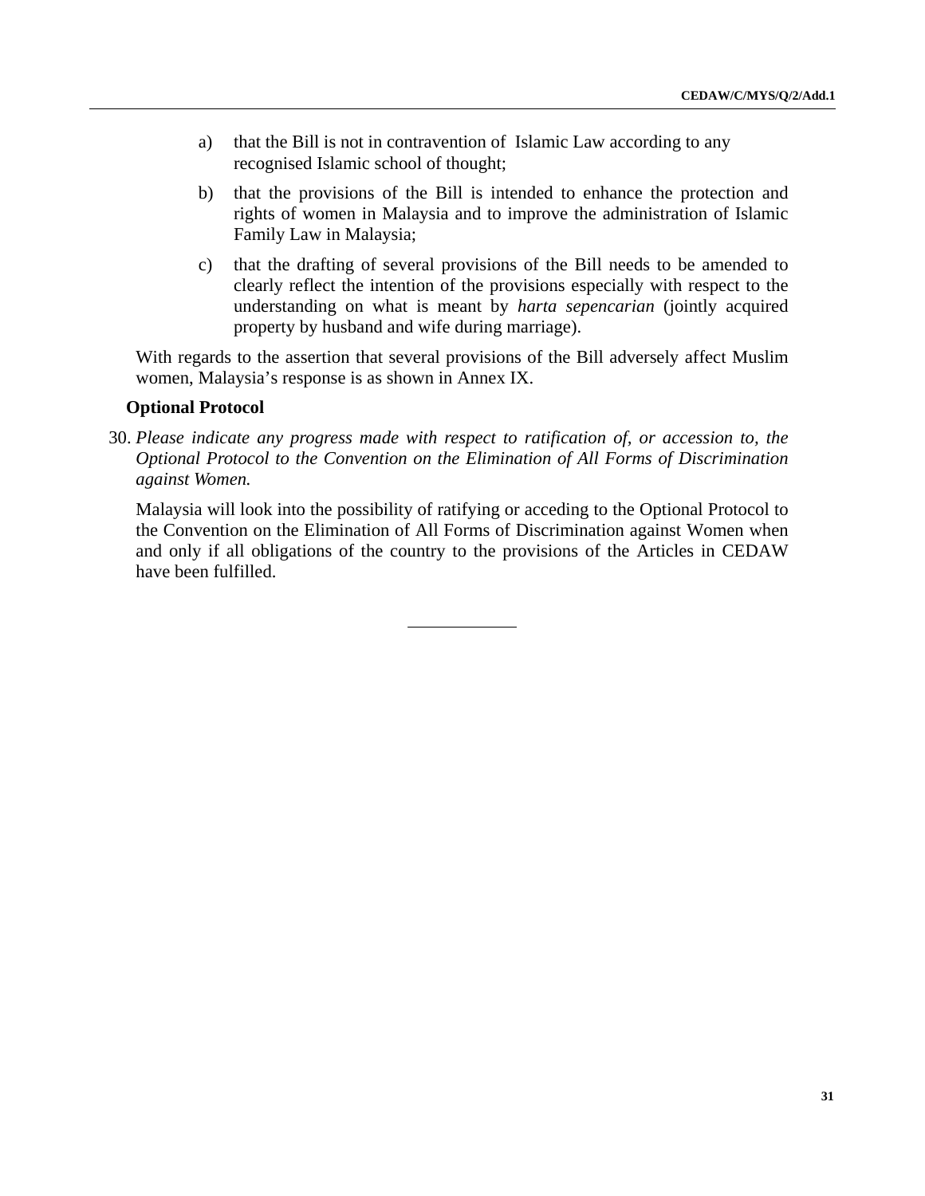a) that the Bill is not in contravention of Islamic Law according to any recognised Islamic school of thought;

b) that the provisions of the Bill is intended to enhance the protection and rights of women in Malaysia and to improve the administration of Islamic Family Law in Malaysia;

c) that the drafting of several provisions of the Bill needs to be amended to clearly reflect the intention of the provisions especially with respect to the understanding on what is meant by *harta sepencarian* (jointly acquired property by husband and wife during marriage).

With regards to the assertion that several provisions of the Bill adversely affect Muslim women, Malaysia's response is as shown in Annex IX.

### Optional Protocol

30. *Please indicate any progress made with respect to ratification of, or accession to, the Optional Protocol to the Convention on the Elimination of All Forms of Discrimination against Women.*

Malaysia will look into the possibility of ratifying or acceding to the Optional Protocol to the Convention on the Elimination of All Forms of Discrimination against Women when and only if all obligations of the country to the provisions of the Articles in CEDAW have been fulfilled.